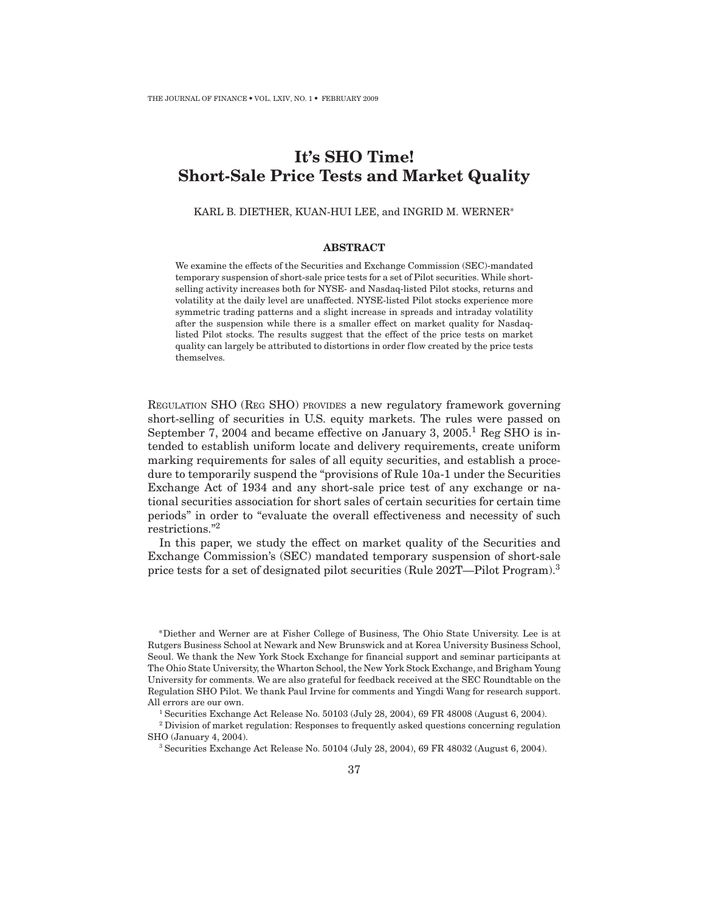# It's SHO Time! Short-Sale Price Tests and Market Quality

KARL B. DIETHER, KUAN-HUI LEE, and INGRID M. WERNER*

## ABSTRACT

We examine the effects of the Securities and Exchange Commission (SEC)-mandated temporary suspension of short-sale price tests for a set of Pilot securities. While short-selling activity increases both for NYSE- and Nasdaq-listed Pilot stocks, returns and volatility at the daily level are unaffected. NYSE-listed Pilot stocks experience more symmetric trading patterns and a slight increase in spreads and intraday volatility after the suspension while there is a smaller effect on market quality for Nasdaq-listed Pilot stocks. The results suggest that the effect of the price tests on market quality can largely be attributed to distortions in order flow created by the price tests themselves.

REGULATION SHO (REG SHO) PROVIDES a new regulatory framework governing short-selling of securities in U.S. equity markets. The rules were passed on September 7, 2004 and became effective on January 3, 2005.[1] Reg SHO is intended to establish uniform locate and delivery requirements, create uniform marking requirements for sales of all equity securities, and establish a procedure to temporarily suspend the "provisions of Rule 10a-1 under the Securities Exchange Act of 1934 and any short-sale price test of any exchange or national securities association for short sales of certain securities for certain time periods" in order to "evaluate the overall effectiveness and necessity of such restrictions."[2]

In this paper, we study the effect on market quality of the Securities and Exchange Commission's (SEC) mandated temporary suspension of short-sale price tests for a set of designated pilot securities (Rule 202T—Pilot Program).[3]

*Diether and Werner are at Fisher College of Business, The Ohio State University. Lee is at Rutgers Business School at Newark and New Brunswick and at Korea University Business School, Seoul. We thank the New York Stock Exchange for financial support and seminar participants at The Ohio State University, the Wharton School, the New York Stock Exchange, and Brigham Young University for comments. We are also grateful for feedback received at the SEC Roundtable on the Regulation SHO Pilot. We thank Paul Irvine for comments and Yingdi Wang for research support. All errors are our own.

[1] Securities Exchange Act Release No. 50103 (July 28, 2004), 69 FR 48008 (August 6, 2004).

[2] Division of market regulation: Responses to frequently asked questions concerning regulation SHO (January 4, 2004).

[3] Securities Exchange Act Release No. 50104 (July 28, 2004), 69 FR 48032 (August 6, 2004).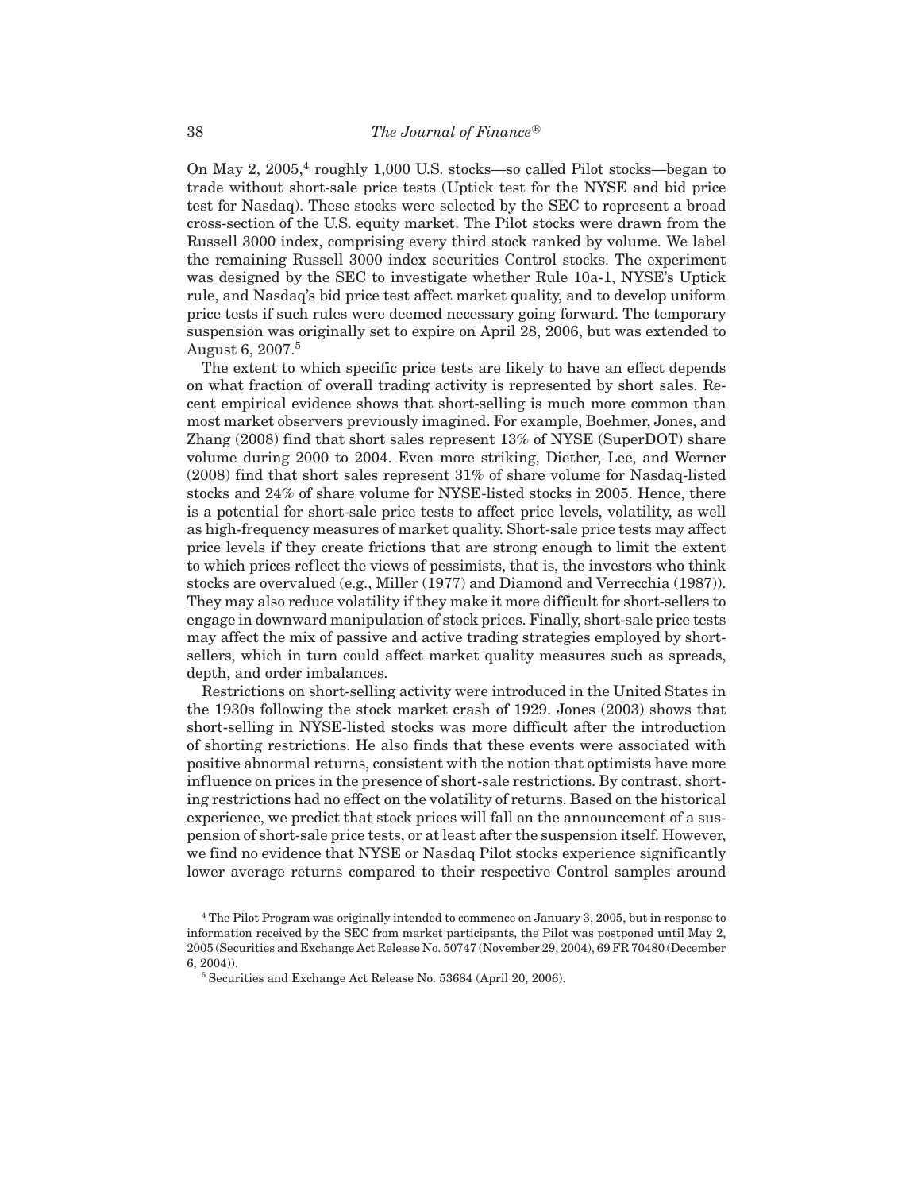On May 2, 2005,[4] roughly 1,000 U.S. stocks—so called Pilot stocks—began to trade without short-sale price tests (Uptick test for the NYSE and bid price test for Nasdaq). These stocks were selected by the SEC to represent a broad cross-section of the U.S. equity market. The Pilot stocks were drawn from the Russell 3000 index, comprising every third stock ranked by volume. We label the remaining Russell 3000 index securities Control stocks. The experiment was designed by the SEC to investigate whether Rule 10a-1, NYSE's Uptick rule, and Nasdaq's bid price test affect market quality, and to develop uniform price tests if such rules were deemed necessary going forward. The temporary suspension was originally set to expire on April 28, 2006, but was extended to August 6, 2007.[5]

The extent to which specific price tests are likely to have an effect depends on what fraction of overall trading activity is represented by short sales. Recent empirical evidence shows that short-selling is much more common than most market observers previously imagined. For example, Boehmer, Jones, and Zhang (2008) find that short sales represent 13% of NYSE (SuperDOT) share volume during 2000 to 2004. Even more striking, Diether, Lee, and Werner (2008) find that short sales represent 31% of share volume for Nasdaq-listed stocks and 24% of share volume for NYSE-listed stocks in 2005. Hence, there is a potential for short-sale price tests to affect price levels, volatility, as well as high-frequency measures of market quality. Short-sale price tests may affect price levels if they create frictions that are strong enough to limit the extent to which prices reflect the views of pessimists, that is, the investors who think stocks are overvalued (e.g., Miller (1977) and Diamond and Verrecchia (1987)). They may also reduce volatility if they make it more difficult for short-sellers to engage in downward manipulation of stock prices. Finally, short-sale price tests may affect the mix of passive and active trading strategies employed by short-sellers, which in turn could affect market quality measures such as spreads, depth, and order imbalances.

Restrictions on short-selling activity were introduced in the United States in the 1930s following the stock market crash of 1929. Jones (2003) shows that short-selling in NYSE-listed stocks was more difficult after the introduction of shorting restrictions. He also finds that these events were associated with positive abnormal returns, consistent with the notion that optimists have more influence on prices in the presence of short-sale restrictions. By contrast, shorting restrictions had no effect on the volatility of returns. Based on the historical experience, we predict that stock prices will fall on the announcement of a suspension of short-sale price tests, or at least after the suspension itself. However, we find no evidence that NYSE or Nasdaq Pilot stocks experience significantly lower average returns compared to their respective Control samples around

[4] The Pilot Program was originally intended to commence on January 3, 2005, but in response to information received by the SEC from market participants, the Pilot was postponed until May 2, 2005 (Securities and Exchange Act Release No. 50747 (November 29, 2004), 69 FR 70480 (December 6, 2004)).

[5] Securities and Exchange Act Release No. 53684 (April 20, 2006).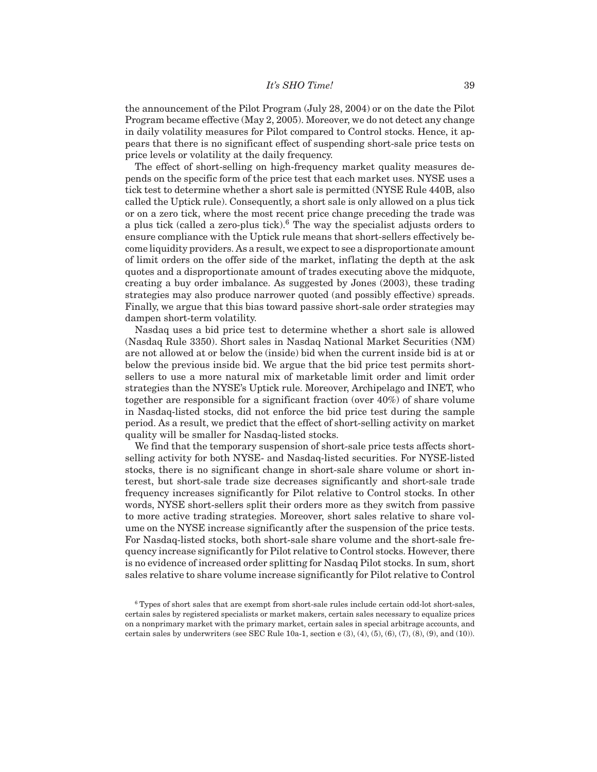the announcement of the Pilot Program (July 28, 2004) or on the date the Pilot Program became effective (May 2, 2005). Moreover, we do not detect any change in daily volatility measures for Pilot compared to Control stocks. Hence, it appears that there is no significant effect of suspending short-sale price tests on price levels or volatility at the daily frequency.

The effect of short-selling on high-frequency market quality measures depends on the specific form of the price test that each market uses. NYSE uses a tick test to determine whether a short sale is permitted (NYSE Rule 440B, also called the Uptick rule). Consequently, a short sale is only allowed on a plus tick or on a zero tick, where the most recent price change preceding the trade was a plus tick (called a zero-plus tick).[6] The way the specialist adjusts orders to ensure compliance with the Uptick rule means that short-sellers effectively become liquidity providers. As a result, we expect to see a disproportionate amount of limit orders on the offer side of the market, inflating the depth at the ask quotes and a disproportionate amount of trades executing above the midquote, creating a buy order imbalance. As suggested by Jones (2003), these trading strategies may also produce narrower quoted (and possibly effective) spreads. Finally, we argue that this bias toward passive short-sale order strategies may dampen short-term volatility.

Nasdaq uses a bid price test to determine whether a short sale is allowed (Nasdaq Rule 3350). Short sales in Nasdaq National Market Securities (NM) are not allowed at or below the (inside) bid when the current inside bid is at or below the previous inside bid. We argue that the bid price test permits short-sellers to use a more natural mix of marketable limit order and limit order strategies than the NYSE's Uptick rule. Moreover, Archipelago and INET, who together are responsible for a significant fraction (over 40%) of share volume in Nasdaq-listed stocks, did not enforce the bid price test during the sample period. As a result, we predict that the effect of short-selling activity on market quality will be smaller for Nasdaq-listed stocks.

We find that the temporary suspension of short-sale price tests affects short-selling activity for both NYSE- and Nasdaq-listed securities. For NYSE-listed stocks, there is no significant change in short-sale share volume or short interest, but short-sale trade size decreases significantly and short-sale trade frequency increases significantly for Pilot relative to Control stocks. In other words, NYSE short-sellers split their orders more as they switch from passive to more active trading strategies. Moreover, short sales relative to share volume on the NYSE increase significantly after the suspension of the price tests. For Nasdaq-listed stocks, both short-sale share volume and the short-sale frequency increase significantly for Pilot relative to Control stocks. However, there is no evidence of increased order splitting for Nasdaq Pilot stocks. In sum, short sales relative to share volume increase significantly for Pilot relative to Control

[6] Types of short sales that are exempt from short-sale rules include certain odd-lot short-sales, certain sales by registered specialists or market makers, certain sales necessary to equalize prices on a nonprimary market with the primary market, certain sales in special arbitrage accounts, and certain sales by underwriters (see SEC Rule 10a-1, section e (3), (4), (5), (6), (7), (8), (9), and (10)).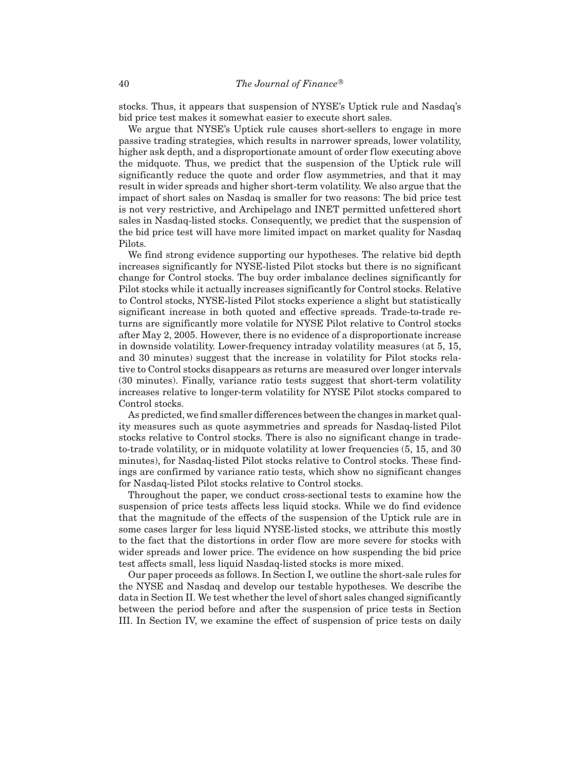stocks. Thus, it appears that suspension of NYSE's Uptick rule and Nasdaq's bid price test makes it somewhat easier to execute short sales.

We argue that NYSE's Uptick rule causes short-sellers to engage in more passive trading strategies, which results in narrower spreads, lower volatility, higher ask depth, and a disproportionate amount of order flow executing above the midquote. Thus, we predict that the suspension of the Uptick rule will significantly reduce the quote and order flow asymmetries, and that it may result in wider spreads and higher short-term volatility. We also argue that the impact of short sales on Nasdaq is smaller for two reasons: The bid price test is not very restrictive, and Archipelago and INET permitted unfettered short sales in Nasdaq-listed stocks. Consequently, we predict that the suspension of the bid price test will have more limited impact on market quality for Nasdaq Pilots.

We find strong evidence supporting our hypotheses. The relative bid depth increases significantly for NYSE-listed Pilot stocks but there is no significant change for Control stocks. The buy order imbalance declines significantly for Pilot stocks while it actually increases significantly for Control stocks. Relative to Control stocks, NYSE-listed Pilot stocks experience a slight but statistically significant increase in both quoted and effective spreads. Trade-to-trade returns are significantly more volatile for NYSE Pilot relative to Control stocks after May 2, 2005. However, there is no evidence of a disproportionate increase in downside volatility. Lower-frequency intraday volatility measures (at 5, 15, and 30 minutes) suggest that the increase in volatility for Pilot stocks relative to Control stocks disappears as returns are measured over longer intervals (30 minutes). Finally, variance ratio tests suggest that short-term volatility increases relative to longer-term volatility for NYSE Pilot stocks compared to Control stocks.

As predicted, we find smaller differences between the changes in market quality measures such as quote asymmetries and spreads for Nasdaq-listed Pilot stocks relative to Control stocks. There is also no significant change in trade-to-trade volatility, or in midquote volatility at lower frequencies (5, 15, and 30 minutes), for Nasdaq-listed Pilot stocks relative to Control stocks. These findings are confirmed by variance ratio tests, which show no significant changes for Nasdaq-listed Pilot stocks relative to Control stocks.

Throughout the paper, we conduct cross-sectional tests to examine how the suspension of price tests affects less liquid stocks. While we do find evidence that the magnitude of the effects of the suspension of the Uptick rule are in some cases larger for less liquid NYSE-listed stocks, we attribute this mostly to the fact that the distortions in order flow are more severe for stocks with wider spreads and lower price. The evidence on how suspending the bid price test affects small, less liquid Nasdaq-listed stocks is more mixed.

Our paper proceeds as follows. In Section I, we outline the short-sale rules for the NYSE and Nasdaq and develop our testable hypotheses. We describe the data in Section II. We test whether the level of short sales changed significantly between the period before and after the suspension of price tests in Section III. In Section IV, we examine the effect of suspension of price tests on daily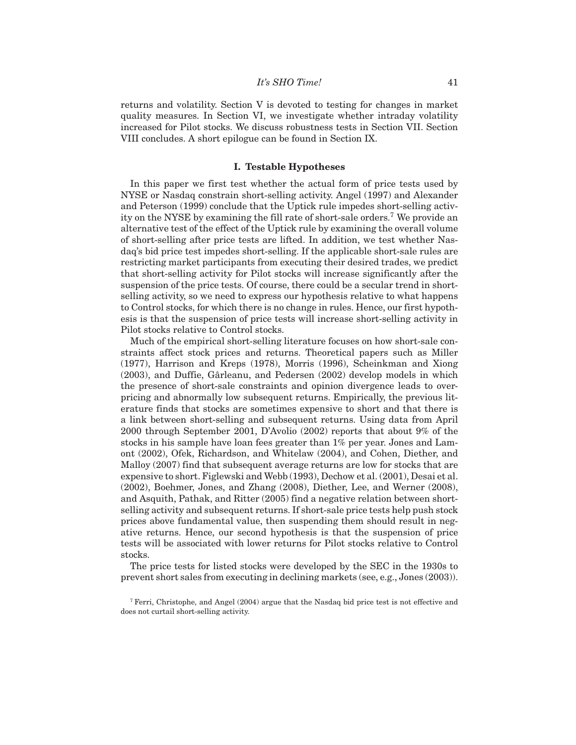returns and volatility. Section V is devoted to testing for changes in market quality measures. In Section VI, we investigate whether intraday volatility increased for Pilot stocks. We discuss robustness tests in Section VII. Section VIII concludes. A short epilogue can be found in Section IX.

## I. Testable Hypotheses

In this paper we first test whether the actual form of price tests used by NYSE or Nasdaq constrain short-selling activity. Angel (1997) and Alexander and Peterson (1999) conclude that the Uptick rule impedes short-selling activity on the NYSE by examining the fill rate of short-sale orders.[7] We provide an alternative test of the effect of the Uptick rule by examining the overall volume of short-selling after price tests are lifted. In addition, we test whether Nasdaq's bid price test impedes short-selling. If the applicable short-sale rules are restricting market participants from executing their desired trades, we predict that short-selling activity for Pilot stocks will increase significantly after the suspension of the price tests. Of course, there could be a secular trend in short-selling activity, so we need to express our hypothesis relative to what happens to Control stocks, for which there is no change in rules. Hence, our first hypothesis is that the suspension of price tests will increase short-selling activity in Pilot stocks relative to Control stocks.

Much of the empirical short-selling literature focuses on how short-sale constraints affect stock prices and returns. Theoretical papers such as Miller (1977), Harrison and Kreps (1978), Morris (1996), Scheinkman and Xiong (2003), and Duffie, Gârleanu, and Pedersen (2002) develop models in which the presence of short-sale constraints and opinion divergence leads to overpricing and abnormally low subsequent returns. Empirically, the previous literature finds that stocks are sometimes expensive to short and that there is a link between short-selling and subsequent returns. Using data from April 2000 through September 2001, D'Avolio (2002) reports that about 9% of the stocks in his sample have loan fees greater than 1% per year. Jones and Lamont (2002), Ofek, Richardson, and Whitelaw (2004), and Cohen, Diether, and Malloy (2007) find that subsequent average returns are low for stocks that are expensive to short. Figlewski and Webb (1993), Dechow et al. (2001), Desai et al. (2002), Boehmer, Jones, and Zhang (2008), Diether, Lee, and Werner (2008), and Asquith, Pathak, and Ritter (2005) find a negative relation between short-selling activity and subsequent returns. If short-sale price tests help push stock prices above fundamental value, then suspending them should result in negative returns. Hence, our second hypothesis is that the suspension of price tests will be associated with lower returns for Pilot stocks relative to Control stocks.

The price tests for listed stocks were developed by the SEC in the 1930s to prevent short sales from executing in declining markets (see, e.g., Jones (2003)).

[7] Ferri, Christophe, and Angel (2004) argue that the Nasdaq bid price test is not effective and does not curtail short-selling activity.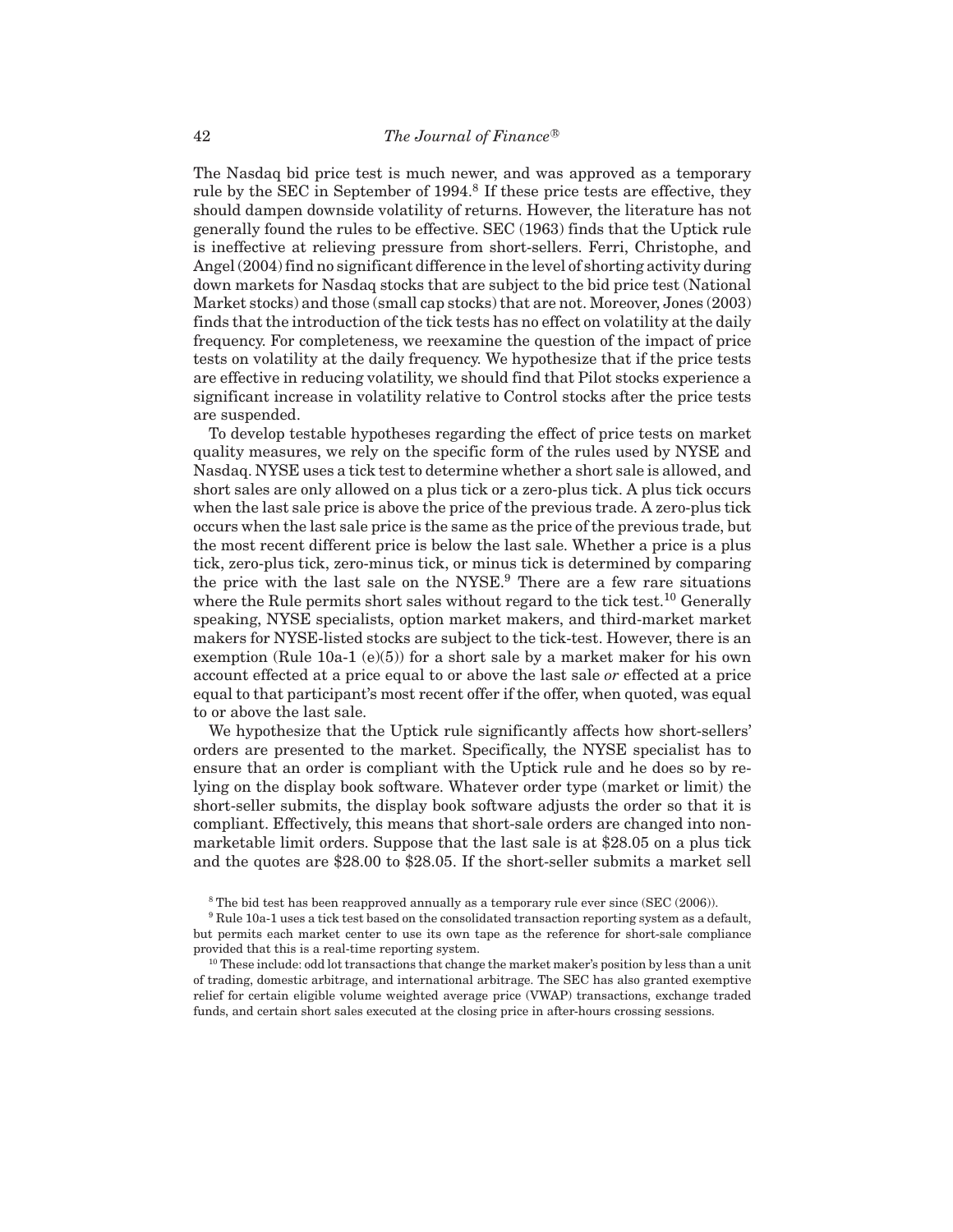The Nasdaq bid price test is much newer, and was approved as a temporary rule by the SEC in September of 1994.[8] If these price tests are effective, they should dampen downside volatility of returns. However, the literature has not generally found the rules to be effective. SEC (1963) finds that the Uptick rule is ineffective at relieving pressure from short-sellers. Ferri, Christophe, and Angel (2004) find no significant difference in the level of shorting activity during down markets for Nasdaq stocks that are subject to the bid price test (National Market stocks) and those (small cap stocks) that are not. Moreover, Jones (2003) finds that the introduction of the tick tests has no effect on volatility at the daily frequency. For completeness, we reexamine the question of the impact of price tests on volatility at the daily frequency. We hypothesize that if the price tests are effective in reducing volatility, we should find that Pilot stocks experience a significant increase in volatility relative to Control stocks after the price tests are suspended.

To develop testable hypotheses regarding the effect of price tests on market quality measures, we rely on the specific form of the rules used by NYSE and Nasdaq. NYSE uses a tick test to determine whether a short sale is allowed, and short sales are only allowed on a plus tick or a zero-plus tick. A plus tick occurs when the last sale price is above the price of the previous trade. A zero-plus tick occurs when the last sale price is the same as the price of the previous trade, but the most recent different price is below the last sale. Whether a price is a plus tick, zero-plus tick, zero-minus tick, or minus tick is determined by comparing the price with the last sale on the NYSE.[9] There are a few rare situations where the Rule permits short sales without regard to the tick test.[10] Generally speaking, NYSE specialists, option market makers, and third-market market makers for NYSE-listed stocks are subject to the tick-test. However, there is an exemption (Rule 10a-1 (e)(5)) for a short sale by a market maker for his own account effected at a price equal to or above the last sale *or* effected at a price equal to that participant's most recent offer if the offer, when quoted, was equal to or above the last sale.

We hypothesize that the Uptick rule significantly affects how short-sellers' orders are presented to the market. Specifically, the NYSE specialist has to ensure that an order is compliant with the Uptick rule and he does so by relying on the display book software. Whatever order type (market or limit) the short-seller submits, the display book software adjusts the order so that it is compliant. Effectively, this means that short-sale orders are changed into nonmarketable limit orders. Suppose that the last sale is at \$28.05 on a plus tick and the quotes are \$28.00 to \$28.05. If the short-seller submits a market sell

[8] The bid test has been reapproved annually as a temporary rule ever since (SEC (2006)).

[9] Rule 10a-1 uses a tick test based on the consolidated transaction reporting system as a default, but permits each market center to use its own tape as the reference for short-sale compliance provided that this is a real-time reporting system.

[10] These include: odd lot transactions that change the market maker's position by less than a unit of trading, domestic arbitrage, and international arbitrage. The SEC has also granted exemptive relief for certain eligible volume weighted average price (VWAP) transactions, exchange traded funds, and certain short sales executed at the closing price in after-hours crossing sessions.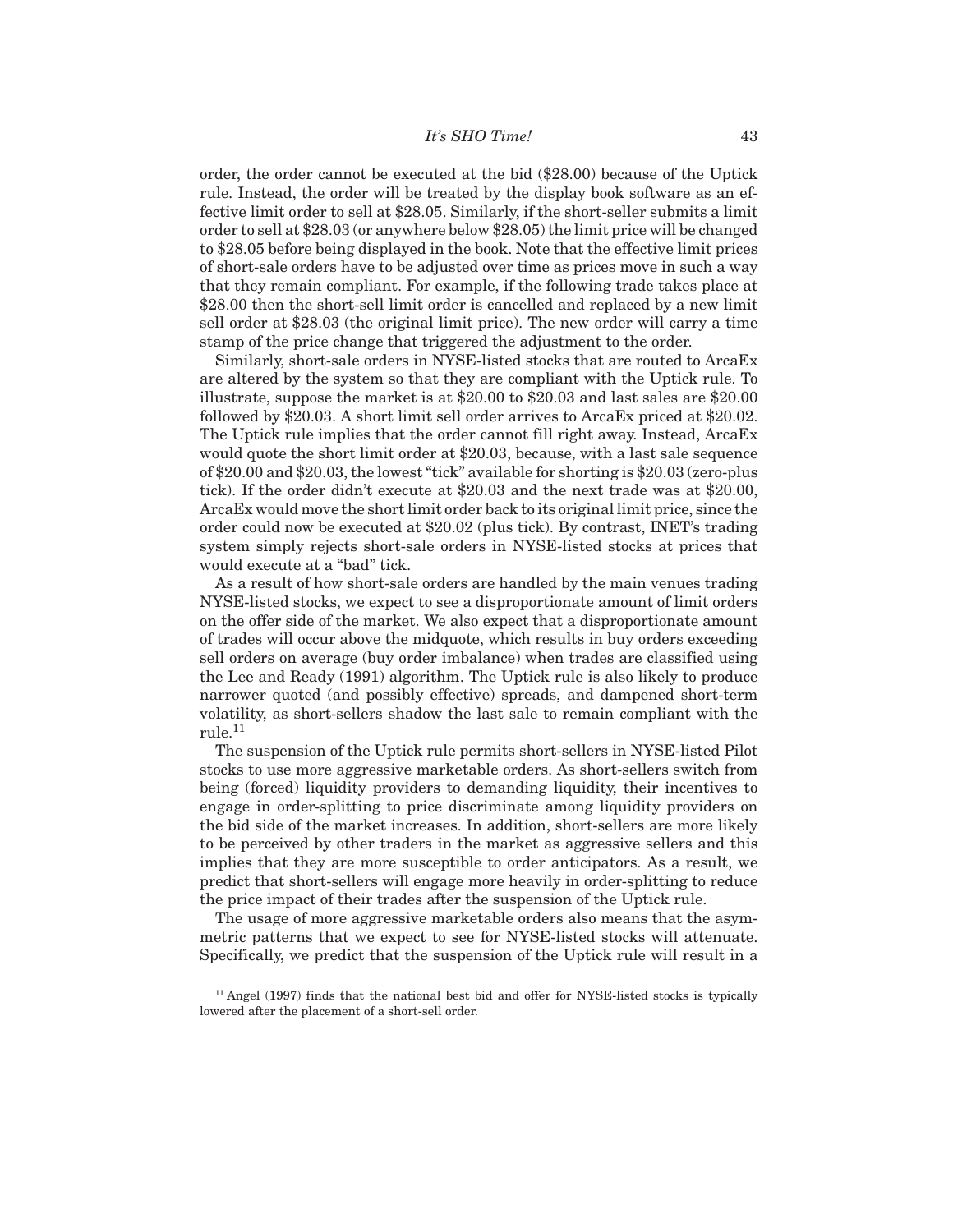order, the order cannot be executed at the bid ($28.00) because of the Uptick rule. Instead, the order will be treated by the display book software as an effective limit order to sell at $28.05. Similarly, if the short-seller submits a limit order to sell at $28.03 (or anywhere below $28.05) the limit price will be changed to $28.05 before being displayed in the book. Note that the effective limit prices of short-sale orders have to be adjusted over time as prices move in such a way that they remain compliant. For example, if the following trade takes place at $28.00 then the short-sell limit order is cancelled and replaced by a new limit sell order at $28.03 (the original limit price). The new order will carry a time stamp of the price change that triggered the adjustment to the order.

Similarly, short-sale orders in NYSE-listed stocks that are routed to ArcaEx are altered by the system so that they are compliant with the Uptick rule. To illustrate, suppose the market is at $20.00 to $20.03 and last sales are $20.00 followed by $20.03. A short limit sell order arrives to ArcaEx priced at $20.02. The Uptick rule implies that the order cannot fill right away. Instead, ArcaEx would quote the short limit order at $20.03, because, with a last sale sequence of $20.00 and $20.03, the lowest "tick" available for shorting is $20.03 (zero-plus tick). If the order didn't execute at $20.03 and the next trade was at $20.00, ArcaEx would move the short limit order back to its original limit price, since the order could now be executed at $20.02 (plus tick). By contrast, INET's trading system simply rejects short-sale orders in NYSE-listed stocks at prices that would execute at a "bad" tick.

As a result of how short-sale orders are handled by the main venues trading NYSE-listed stocks, we expect to see a disproportionate amount of limit orders on the offer side of the market. We also expect that a disproportionate amount of trades will occur above the midquote, which results in buy orders exceeding sell orders on average (buy order imbalance) when trades are classified using the Lee and Ready (1991) algorithm. The Uptick rule is also likely to produce narrower quoted (and possibly effective) spreads, and dampened short-term volatility, as short-sellers shadow the last sale to remain compliant with the rule.[11]

The suspension of the Uptick rule permits short-sellers in NYSE-listed Pilot stocks to use more aggressive marketable orders. As short-sellers switch from being (forced) liquidity providers to demanding liquidity, their incentives to engage in order-splitting to price discriminate among liquidity providers on the bid side of the market increases. In addition, short-sellers are more likely to be perceived by other traders in the market as aggressive sellers and this implies that they are more susceptible to order anticipators. As a result, we predict that short-sellers will engage more heavily in order-splitting to reduce the price impact of their trades after the suspension of the Uptick rule.

The usage of more aggressive marketable orders also means that the asymmetric patterns that we expect to see for NYSE-listed stocks will attenuate. Specifically, we predict that the suspension of the Uptick rule will result in a

[11] Angel (1997) finds that the national best bid and offer for NYSE-listed stocks is typically lowered after the placement of a short-sell order.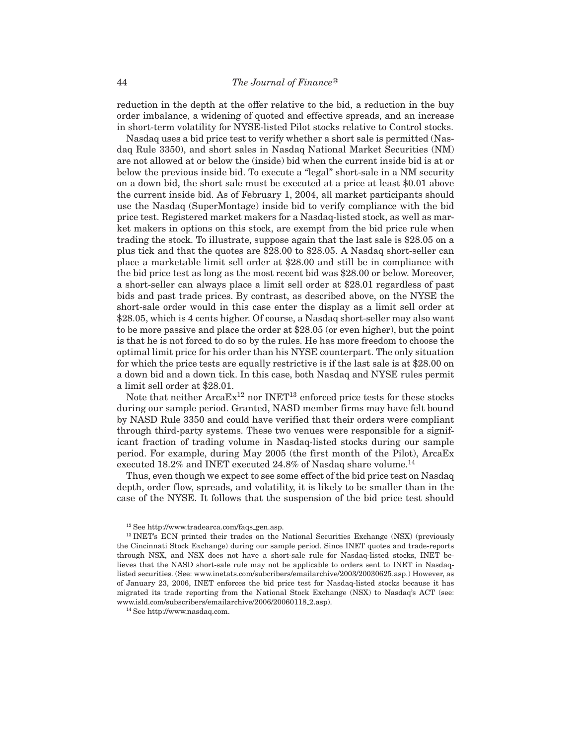reduction in the depth at the offer relative to the bid, a reduction in the buy order imbalance, a widening of quoted and effective spreads, and an increase in short-term volatility for NYSE-listed Pilot stocks relative to Control stocks.

Nasdaq uses a bid price test to verify whether a short sale is permitted (Nasdaq Rule 3350), and short sales in Nasdaq National Market Securities (NM) are not allowed at or below the (inside) bid when the current inside bid is at or below the previous inside bid. To execute a "legal" short-sale in a NM security on a down bid, the short sale must be executed at a price at least \$0.01 above the current inside bid. As of February 1, 2004, all market participants should use the Nasdaq (SuperMontage) inside bid to verify compliance with the bid price test. Registered market makers for a Nasdaq-listed stock, as well as market makers in options on this stock, are exempt from the bid price rule when trading the stock. To illustrate, suppose again that the last sale is \$28.05 on a plus tick and that the quotes are \$28.00 to \$28.05. A Nasdaq short-seller can place a marketable limit sell order at \$28.00 and still be in compliance with the bid price test as long as the most recent bid was \$28.00 or below. Moreover, a short-seller can always place a limit sell order at \$28.01 regardless of past bids and past trade prices. By contrast, as described above, on the NYSE the short-sale order would in this case enter the display as a limit sell order at \$28.05, which is 4 cents higher. Of course, a Nasdaq short-seller may also want to be more passive and place the order at \$28.05 (or even higher), but the point is that he is not forced to do so by the rules. He has more freedom to choose the optimal limit price for his order than his NYSE counterpart. The only situation for which the price tests are equally restrictive is if the last sale is at \$28.00 on a down bid and a down tick. In this case, both Nasdaq and NYSE rules permit a limit sell order at \$28.01.

Note that neither ArcaEx[12] nor INET[13] enforced price tests for these stocks during our sample period. Granted, NASD member firms may have felt bound by NASD Rule 3350 and could have verified that their orders were compliant through third-party systems. These two venues were responsible for a significant fraction of trading volume in Nasdaq-listed stocks during our sample period. For example, during May 2005 (the first month of the Pilot), ArcaEx executed 18.2% and INET executed 24.8% of Nasdaq share volume.[14]

Thus, even though we expect to see some effect of the bid price test on Nasdaq depth, order flow, spreads, and volatility, it is likely to be smaller than in the case of the NYSE. It follows that the suspension of the bid price test should

[12] See http://www.tradearca.com/faqs_gen.asp.

[13] INET's ECN printed their trades on the National Securities Exchange (NSX) (previously the Cincinnati Stock Exchange) during our sample period. Since INET quotes and trade-reports through NSX, and NSX does not have a short-sale rule for Nasdaq-listed stocks, INET believes that the NASD short-sale rule may not be applicable to orders sent to INET in Nasdaq-listed securities. (See: www.inetats.com/subcribers/emailarchive/2003/20030625.asp.) However, as of January 23, 2006, INET enforces the bid price test for Nasdaq-listed stocks because it has migrated its trade reporting from the National Stock Exchange (NSX) to Nasdaq's ACT (see: www.isld.com/subscribers/emailarchive/2006/20060118_2.asp).

[14] See http://www.nasdaq.com.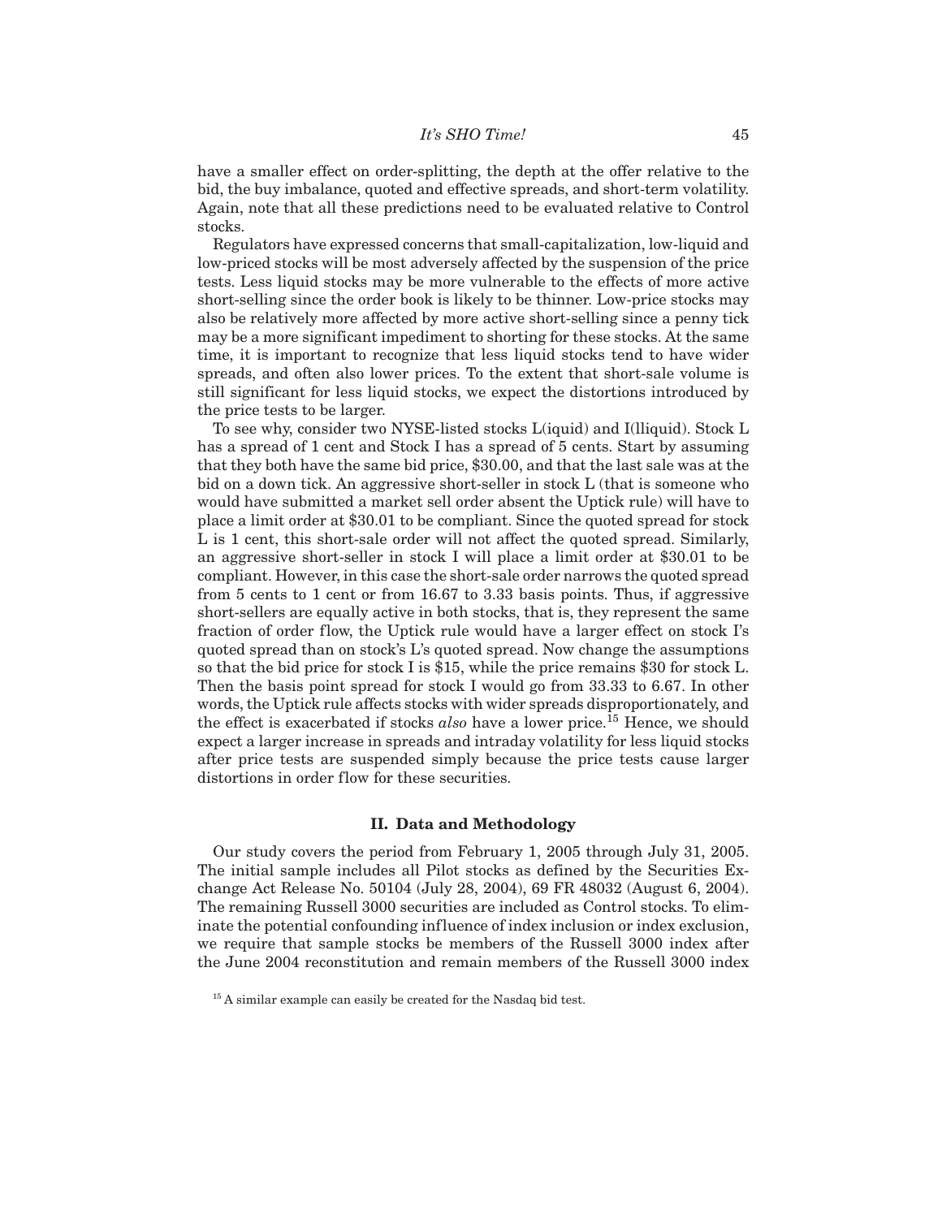have a smaller effect on order-splitting, the depth at the offer relative to the bid, the buy imbalance, quoted and effective spreads, and short-term volatility. Again, note that all these predictions need to be evaluated relative to Control stocks.

Regulators have expressed concerns that small-capitalization, low-liquid and low-priced stocks will be most adversely affected by the suspension of the price tests. Less liquid stocks may be more vulnerable to the effects of more active short-selling since the order book is likely to be thinner. Low-price stocks may also be relatively more affected by more active short-selling since a penny tick may be a more significant impediment to shorting for these stocks. At the same time, it is important to recognize that less liquid stocks tend to have wider spreads, and often also lower prices. To the extent that short-sale volume is still significant for less liquid stocks, we expect the distortions introduced by the price tests to be larger.

To see why, consider two NYSE-listed stocks L(iquid) and I(lliquid). Stock L has a spread of 1 cent and Stock I has a spread of 5 cents. Start by assuming that they both have the same bid price, $30.00, and that the last sale was at the bid on a down tick. An aggressive short-seller in stock L (that is someone who would have submitted a market sell order absent the Uptick rule) will have to place a limit order at $30.01 to be compliant. Since the quoted spread for stock L is 1 cent, this short-sale order will not affect the quoted spread. Similarly, an aggressive short-seller in stock I will place a limit order at $30.01 to be compliant. However, in this case the short-sale order narrows the quoted spread from 5 cents to 1 cent or from 16.67 to 3.33 basis points. Thus, if aggressive short-sellers are equally active in both stocks, that is, they represent the same fraction of order flow, the Uptick rule would have a larger effect on stock I's quoted spread than on stock's L's quoted spread. Now change the assumptions so that the bid price for stock I is $15, while the price remains $30 for stock L. Then the basis point spread for stock I would go from 33.33 to 6.67. In other words, the Uptick rule affects stocks with wider spreads disproportionately, and the effect is exacerbated if stocks *also* have a lower price.[15] Hence, we should expect a larger increase in spreads and intraday volatility for less liquid stocks after price tests are suspended simply because the price tests cause larger distortions in order flow for these securities.

## II. Data and Methodology

Our study covers the period from February 1, 2005 through July 31, 2005. The initial sample includes all Pilot stocks as defined by the Securities Exchange Act Release No. 50104 (July 28, 2004), 69 FR 48032 (August 6, 2004). The remaining Russell 3000 securities are included as Control stocks. To eliminate the potential confounding influence of index inclusion or index exclusion, we require that sample stocks be members of the Russell 3000 index after the June 2004 reconstitution and remain members of the Russell 3000 index

[15] A similar example can easily be created for the Nasdaq bid test.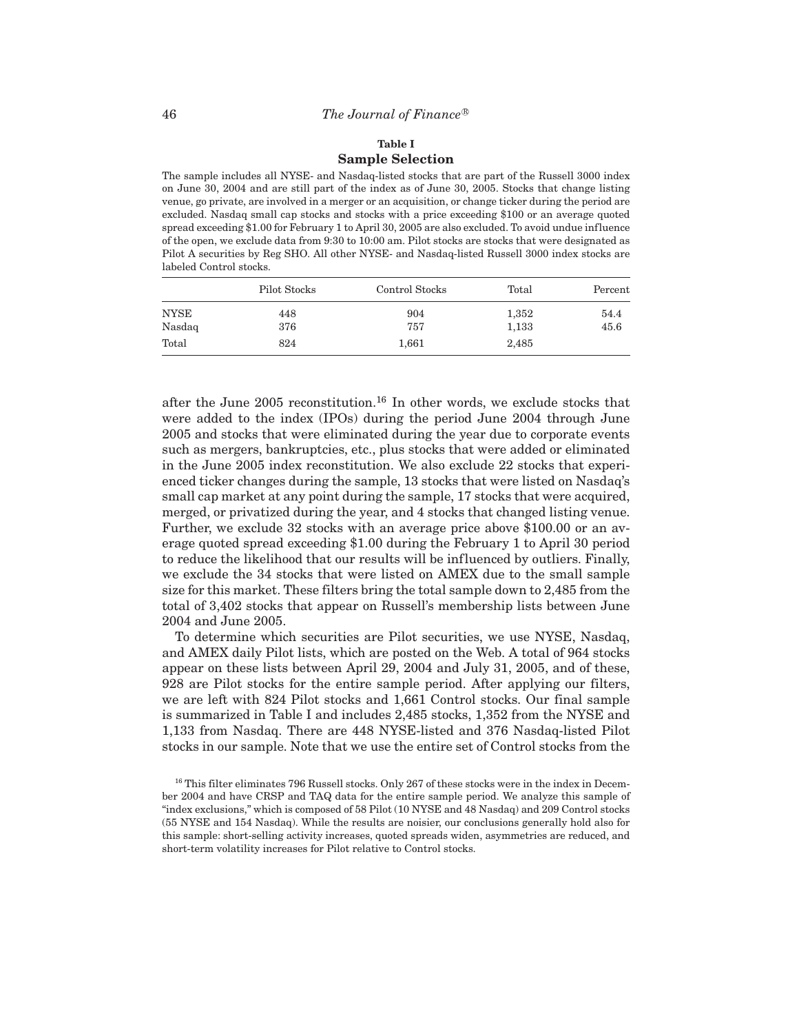**Table I**

**Sample Selection**

The sample includes all NYSE- and Nasdaq-listed stocks that are part of the Russell 3000 index on June 30, 2004 and are still part of the index as of June 30, 2005. Stocks that change listing venue, go private, are involved in a merger or an acquisition, or change ticker during the period are excluded. Nasdaq small cap stocks and stocks with a price exceeding $100 or an average quoted spread exceeding $1.00 for February 1 to April 30, 2005 are also excluded. To avoid undue influence of the open, we exclude data from 9:30 to 10:00 am. Pilot stocks are stocks that were designated as Pilot A securities by Reg SHO. All other NYSE- and Nasdaq-listed Russell 3000 index stocks are labeled Control stocks.

| | Pilot Stocks | Control Stocks | Total | Percent |
|---|---|---|---|---|
| NYSE | 448 | 904 | 1,352 | 54.4 |
| Nasdaq | 376 | 757 | 1,133 | 45.6 |
| Total | 824 | 1,661 | 2,485 | |

after the June 2005 reconstitution.[16] In other words, we exclude stocks that were added to the index (IPOs) during the period June 2004 through June 2005 and stocks that were eliminated during the year due to corporate events such as mergers, bankruptcies, etc., plus stocks that were added or eliminated in the June 2005 index reconstitution. We also exclude 22 stocks that experienced ticker changes during the sample, 13 stocks that were listed on Nasdaq's small cap market at any point during the sample, 17 stocks that were acquired, merged, or privatized during the year, and 4 stocks that changed listing venue. Further, we exclude 32 stocks with an average price above $100.00 or an average quoted spread exceeding $1.00 during the February 1 to April 30 period to reduce the likelihood that our results will be influenced by outliers. Finally, we exclude the 34 stocks that were listed on AMEX due to the small sample size for this market. These filters bring the total sample down to 2,485 from the total of 3,402 stocks that appear on Russell's membership lists between June 2004 and June 2005.

To determine which securities are Pilot securities, we use NYSE, Nasdaq, and AMEX daily Pilot lists, which are posted on the Web. A total of 964 stocks appear on these lists between April 29, 2004 and July 31, 2005, and of these, 928 are Pilot stocks for the entire sample period. After applying our filters, we are left with 824 Pilot stocks and 1,661 Control stocks. Our final sample is summarized in Table I and includes 2,485 stocks, 1,352 from the NYSE and 1,133 from Nasdaq. There are 448 NYSE-listed and 376 Nasdaq-listed Pilot stocks in our sample. Note that we use the entire set of Control stocks from the

[16] This filter eliminates 796 Russell stocks. Only 267 of these stocks were in the index in December 2004 and have CRSP and TAQ data for the entire sample period. We analyze this sample of "index exclusions," which is composed of 58 Pilot (10 NYSE and 48 Nasdaq) and 209 Control stocks (55 NYSE and 154 Nasdaq). While the results are noisier, our conclusions generally hold also for this sample: short-selling activity increases, quoted spreads widen, asymmetries are reduced, and short-term volatility increases for Pilot relative to Control stocks.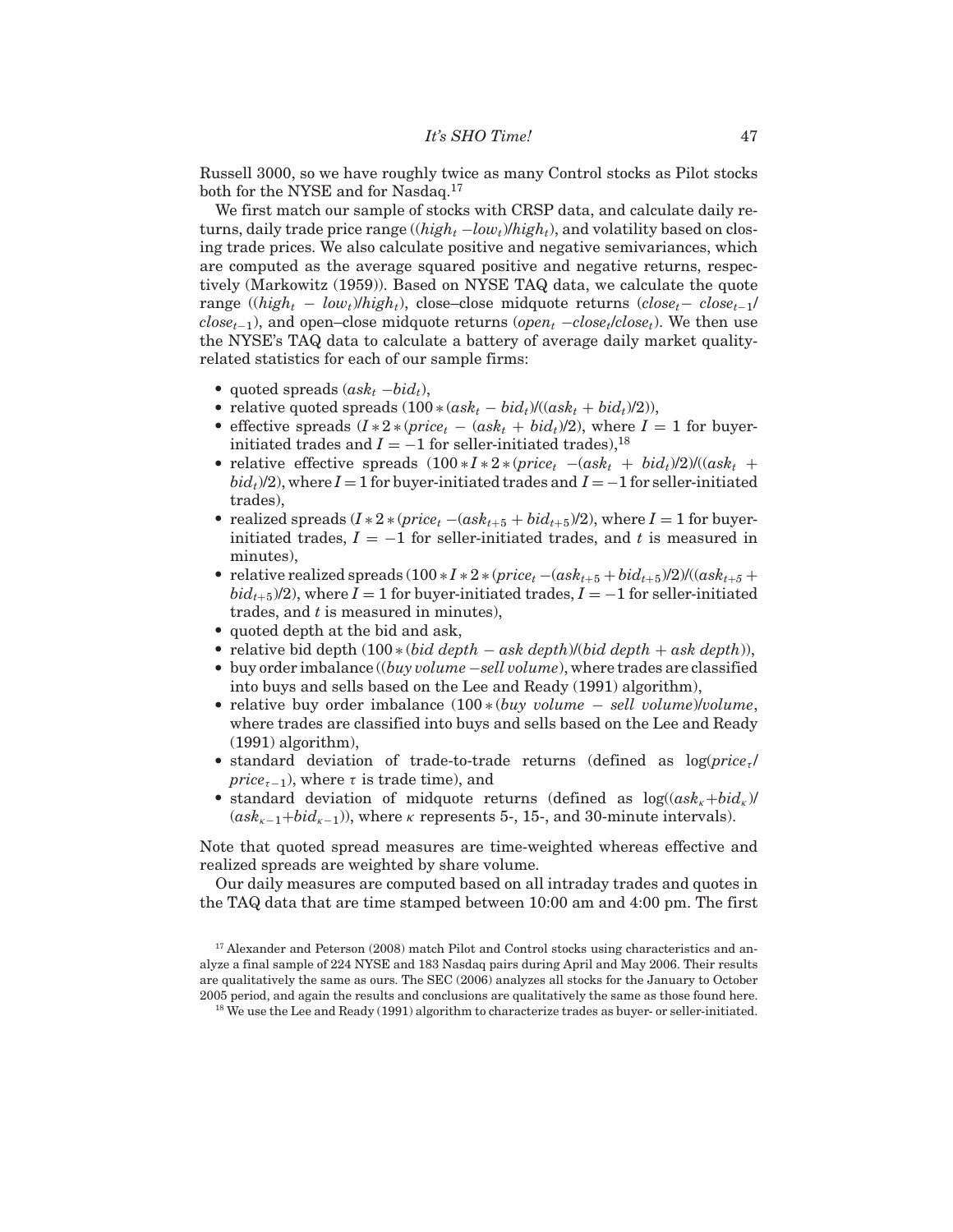Russell 3000, so we have roughly twice as many Control stocks as Pilot stocks both for the NYSE and for Nasdaq.[17]

We first match our sample of stocks with CRSP data, and calculate daily returns, daily trade price range ($(high_t - low_t)/high_t$), and volatility based on closing trade prices. We also calculate positive and negative semivariances, which are computed as the average squared positive and negative returns, respectively (Markowitz (1959)). Based on NYSE TAQ data, we calculate the quote range ($(high_t - low_t)/high_t$), close–close midquote returns ($close_t - close_{t-1}/close_{t-1}$), and open–close midquote returns ($open_t - close_t/close_t$). We then use the NYSE's TAQ data to calculate a battery of average daily market quality-related statistics for each of our sample firms:

- quoted spreads ($ask_t - bid_t$),
- relative quoted spreads ($100 * (ask_t - bid_t)/((ask_t + bid_t)/2)$),
- effective spreads ($I * 2 * (price_t - (ask_t + bid_t)/2)$, where $I = 1$ for buyer-initiated trades and $I = -1$ for seller-initiated trades),[18]
- relative effective spreads ($100 * I * 2 * (price_t - (ask_t + bid_t)/2)/((ask_t + bid_t)/2)$, where $I = 1$ for buyer-initiated trades and $I = -1$ for seller-initiated trades),
- realized spreads ($I * 2 * (price_t - (ask_{t+5} + bid_{t+5})/2)$, where $I = 1$ for buyer-initiated trades, $I = -1$ for seller-initiated trades, and $t$ is measured in minutes),
- relative realized spreads ($100 * I * 2 * (price_t - (ask_{t+5} + bid_{t+5})/2)/((ask_{t+5} + bid_{t+5})/2)$, where $I = 1$ for buyer-initiated trades, $I = -1$ for seller-initiated trades, and $t$ is measured in minutes),
- quoted depth at the bid and ask,
- relative bid depth ($100 * (bid\ depth - ask\ depth)/(bid\ depth + ask\ depth)$),
- buy order imbalance ($(buy\ volume - sell\ volume)$, where trades are classified into buys and sells based on the Lee and Ready (1991) algorithm),
- relative buy order imbalance ($100 * (buy\ volume - sell\ volume)/volume$, where trades are classified into buys and sells based on the Lee and Ready (1991) algorithm),
- standard deviation of trade-to-trade returns (defined as $\log(price_\tau/price_{\tau-1})$, where $\tau$ is trade time), and
- standard deviation of midquote returns (defined as $\log((ask_\kappa + bid_\kappa)/(ask_{\kappa-1} + bid_{\kappa-1}))$, where $\kappa$ represents 5-, 15-, and 30-minute intervals).

Note that quoted spread measures are time-weighted whereas effective and realized spreads are weighted by share volume.

Our daily measures are computed based on all intraday trades and quotes in the TAQ data that are time stamped between 10:00 am and 4:00 pm. The first

[17] Alexander and Peterson (2008) match Pilot and Control stocks using characteristics and analyze a final sample of 224 NYSE and 183 Nasdaq pairs during April and May 2006. Their results are qualitatively the same as ours. The SEC (2006) analyzes all stocks for the January to October 2005 period, and again the results and conclusions are qualitatively the same as those found here.

[18] We use the Lee and Ready (1991) algorithm to characterize trades as buyer- or seller-initiated.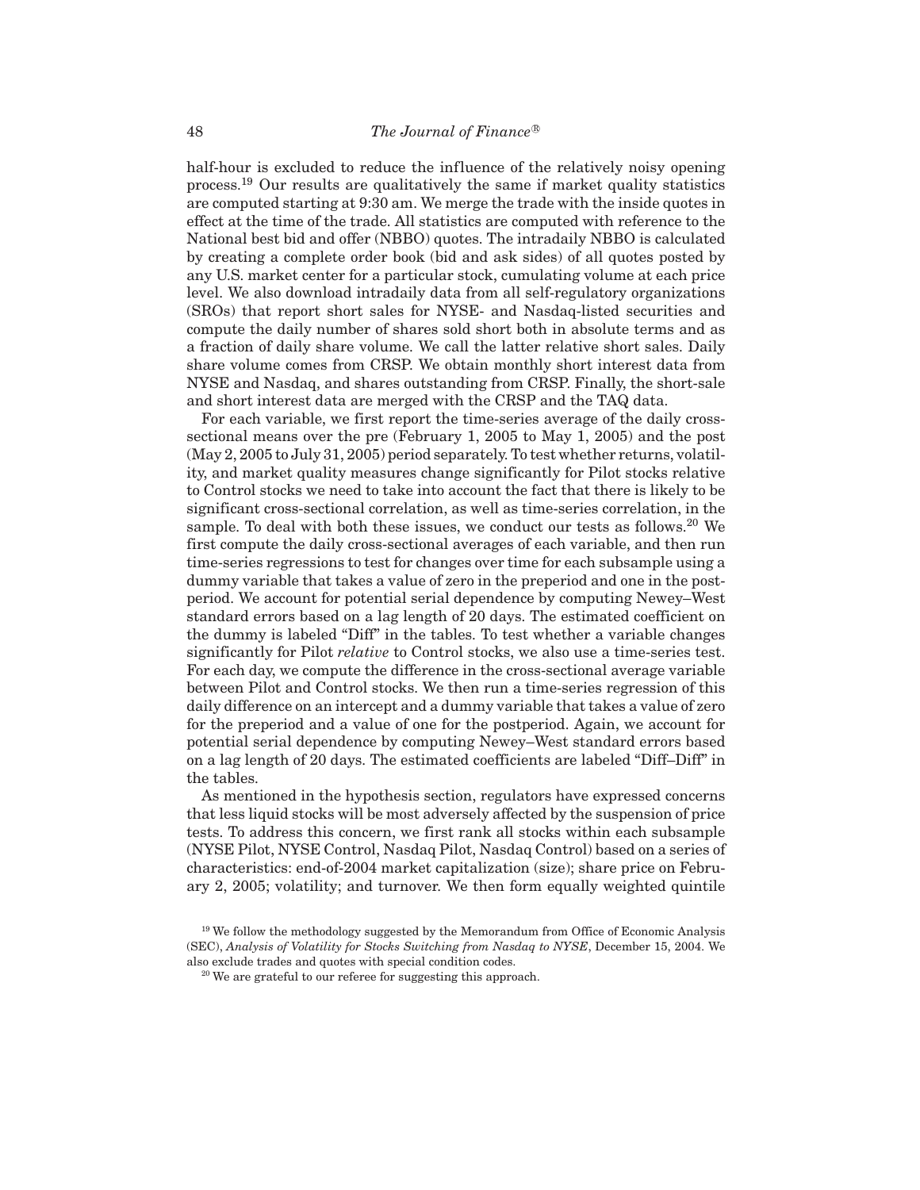half-hour is excluded to reduce the influence of the relatively noisy opening process.[19] Our results are qualitatively the same if market quality statistics are computed starting at 9:30 am. We merge the trade with the inside quotes in effect at the time of the trade. All statistics are computed with reference to the National best bid and offer (NBBO) quotes. The intradaily NBBO is calculated by creating a complete order book (bid and ask sides) of all quotes posted by any U.S. market center for a particular stock, cumulating volume at each price level. We also download intradaily data from all self-regulatory organizations (SROs) that report short sales for NYSE- and Nasdaq-listed securities and compute the daily number of shares sold short both in absolute terms and as a fraction of daily share volume. We call the latter relative short sales. Daily share volume comes from CRSP. We obtain monthly short interest data from NYSE and Nasdaq, and shares outstanding from CRSP. Finally, the short-sale and short interest data are merged with the CRSP and the TAQ data.

For each variable, we first report the time-series average of the daily cross-sectional means over the pre (February 1, 2005 to May 1, 2005) and the post (May 2, 2005 to July 31, 2005) period separately. To test whether returns, volatility, and market quality measures change significantly for Pilot stocks relative to Control stocks we need to take into account the fact that there is likely to be significant cross-sectional correlation, as well as time-series correlation, in the sample. To deal with both these issues, we conduct our tests as follows.[20] We first compute the daily cross-sectional averages of each variable, and then run time-series regressions to test for changes over time for each subsample using a dummy variable that takes a value of zero in the preperiod and one in the postperiod. We account for potential serial dependence by computing Newey–West standard errors based on a lag length of 20 days. The estimated coefficient on the dummy is labeled "Diff" in the tables. To test whether a variable changes significantly for Pilot *relative* to Control stocks, we also use a time-series test. For each day, we compute the difference in the cross-sectional average variable between Pilot and Control stocks. We then run a time-series regression of this daily difference on an intercept and a dummy variable that takes a value of zero for the preperiod and a value of one for the postperiod. Again, we account for potential serial dependence by computing Newey–West standard errors based on a lag length of 20 days. The estimated coefficients are labeled "Diff–Diff" in the tables.

As mentioned in the hypothesis section, regulators have expressed concerns that less liquid stocks will be most adversely affected by the suspension of price tests. To address this concern, we first rank all stocks within each subsample (NYSE Pilot, NYSE Control, Nasdaq Pilot, Nasdaq Control) based on a series of characteristics: end-of-2004 market capitalization (size); share price on February 2, 2005; volatility; and turnover. We then form equally weighted quintile

[19] We follow the methodology suggested by the Memorandum from Office of Economic Analysis (SEC), *Analysis of Volatility for Stocks Switching from Nasdaq to NYSE*, December 15, 2004. We also exclude trades and quotes with special condition codes.

[20] We are grateful to our referee for suggesting this approach.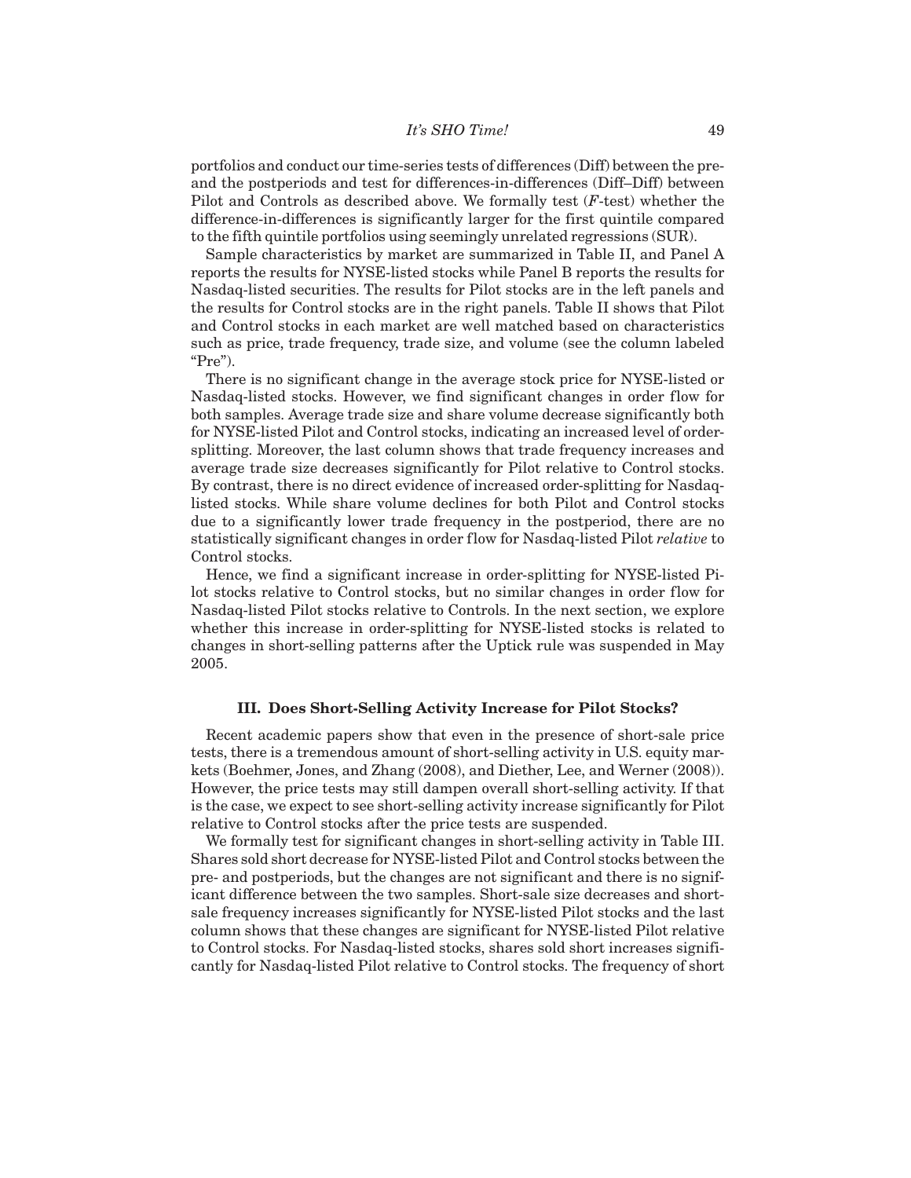portfolios and conduct our time-series tests of differences (Diff) between the pre- and the postperiods and test for differences-in-differences (Diff–Diff) between Pilot and Controls as described above. We formally test (*F*-test) whether the difference-in-differences is significantly larger for the first quintile compared to the fifth quintile portfolios using seemingly unrelated regressions (SUR).

Sample characteristics by market are summarized in Table II, and Panel A reports the results for NYSE-listed stocks while Panel B reports the results for Nasdaq-listed securities. The results for Pilot stocks are in the left panels and the results for Control stocks are in the right panels. Table II shows that Pilot and Control stocks in each market are well matched based on characteristics such as price, trade frequency, trade size, and volume (see the column labeled "Pre").

There is no significant change in the average stock price for NYSE-listed or Nasdaq-listed stocks. However, we find significant changes in order flow for both samples. Average trade size and share volume decrease significantly both for NYSE-listed Pilot and Control stocks, indicating an increased level of order-splitting. Moreover, the last column shows that trade frequency increases and average trade size decreases significantly for Pilot relative to Control stocks. By contrast, there is no direct evidence of increased order-splitting for Nasdaq-listed stocks. While share volume declines for both Pilot and Control stocks due to a significantly lower trade frequency in the postperiod, there are no statistically significant changes in order flow for Nasdaq-listed Pilot *relative* to Control stocks.

Hence, we find a significant increase in order-splitting for NYSE-listed Pilot stocks relative to Control stocks, but no similar changes in order flow for Nasdaq-listed Pilot stocks relative to Controls. In the next section, we explore whether this increase in order-splitting for NYSE-listed stocks is related to changes in short-selling patterns after the Uptick rule was suspended in May 2005.

### III. Does Short-Selling Activity Increase for Pilot Stocks?

Recent academic papers show that even in the presence of short-sale price tests, there is a tremendous amount of short-selling activity in U.S. equity markets (Boehmer, Jones, and Zhang (2008), and Diether, Lee, and Werner (2008)). However, the price tests may still dampen overall short-selling activity. If that is the case, we expect to see short-selling activity increase significantly for Pilot relative to Control stocks after the price tests are suspended.

We formally test for significant changes in short-selling activity in Table III. Shares sold short decrease for NYSE-listed Pilot and Control stocks between the pre- and postperiods, but the changes are not significant and there is no significant difference between the two samples. Short-sale size decreases and short-sale frequency increases significantly for NYSE-listed Pilot stocks and the last column shows that these changes are significant for NYSE-listed Pilot relative to Control stocks. For Nasdaq-listed stocks, shares sold short increases significantly for Nasdaq-listed Pilot relative to Control stocks. The frequency of short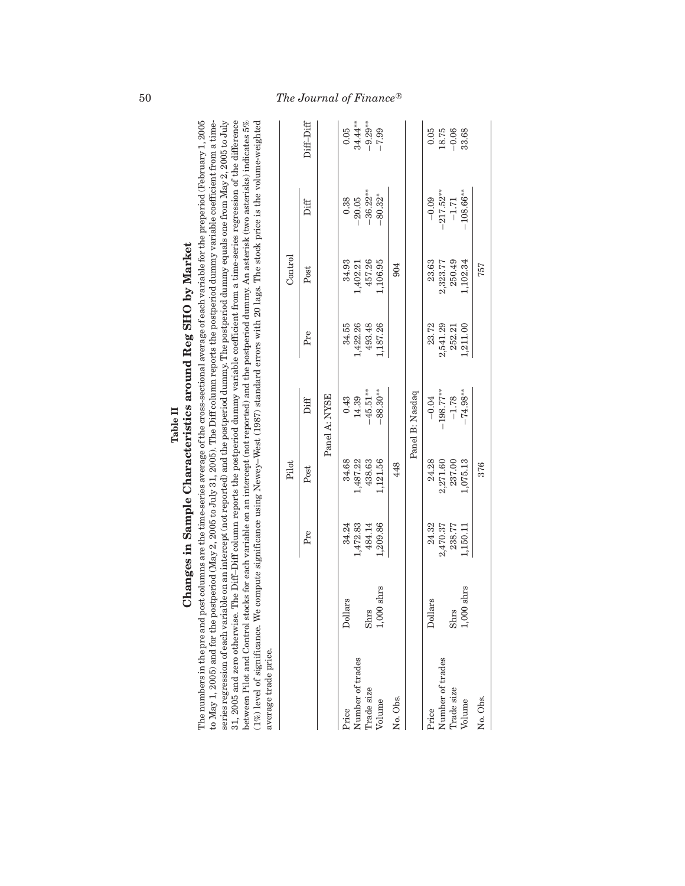**Table II**

**Changes in Sample Characteristics around Reg SHO by Market**

The numbers in the pre and post columns are the time-series average of the cross-sectional average of each variable for the preperiod (February 1, 2005 to May 1, 2005) and for the postperiod (May 2, 2005 to July 31, 2005). The Diff column reports the postperiod dummy variable coefficient from a time-series regression of each variable on an intercept (not reported) and the postperiod dummy. The postperiod dummy equals one from May 2, 2005 to July 31, 2005 and zero otherwise. The Diff–Diff column reports the postperiod dummy variable coefficient from a time-series regression of the difference between Pilot and Control stocks for each variable on an intercept (not reported) and the postperiod dummy. An asterisk (two asterisks) indicates 5% (1%) level of significance. We compute significance using Newey–West (1987) standard errors with 20 lags. The stock price is the volume-weighted average trade price.

| | | Pilot | | | Control | | | Diff–Diff |
|---|---|---|---|---|---|---|---|---|
| | | Pre | Post | Diff | Pre | Post | Diff | |
| **Panel A: NYSE** | | | | | | | | |
| Price | Dollars | 34.24 | 34.68 | 0.43 | 34.55 | 34.93 | 0.38 | 0.05 |
| Number of trades | | 1,472.83 | 1,487.22 | 14.39 | 1,422.26 | 1,402.21 | −20.05 | 34.44** |
| Trade size | Shrs | 484.14 | 438.63 | −45.51** | 493.48 | 457.26 | −36.22** | −9.29** |
| Volume | 1,000 shrs | 1,209.86 | 1,121.56 | −88.30** | 1,187.26 | 1,106.95 | −80.32* | −7.99 |
| No. Obs. | | | 448 | | | 904 | | |
| **Panel B: Nasdaq** | | | | | | | | |
| Price | Dollars | 24.32 | 24.28 | −0.04 | 23.72 | 23.63 | −0.09 | 0.05 |
| Number of trades | | 2,470.37 | 2,271.60 | −198.77** | 2,541.29 | 2,323.77 | −217.52** | 18.75 |
| Trade size | Shrs | 238.77 | 237.00 | −1.78 | 252.21 | 250.49 | −1.71 | −0.06 |
| Volume | 1,000 shrs | 1,150.11 | 1,075.13 | −74.98** | 1,211.00 | 1,102.34 | −108.66** | 33.68 |
| No. Obs. | | | 376 | | | 757 | | |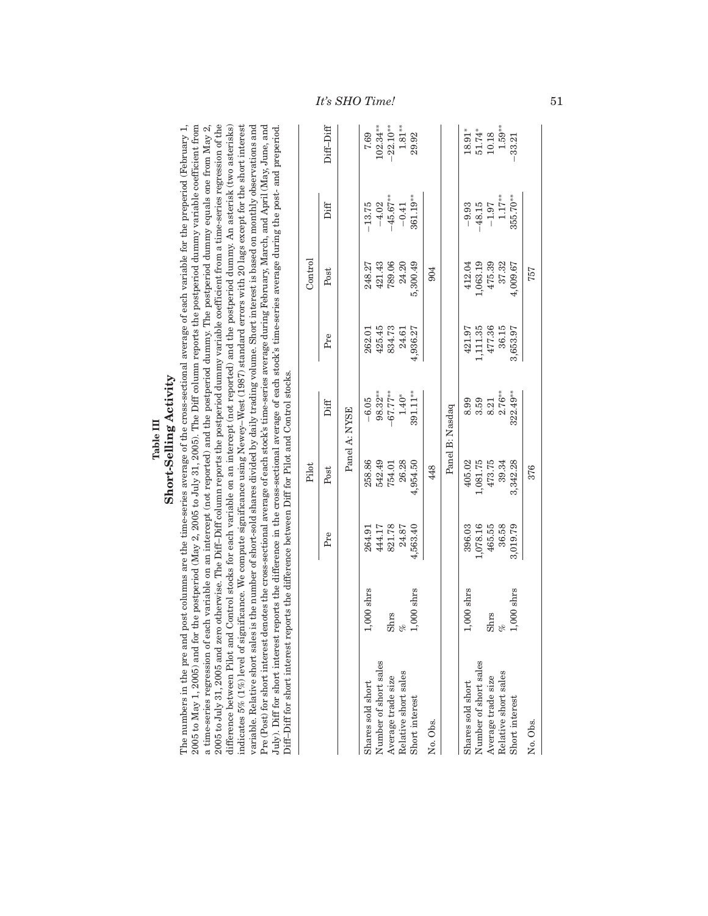# Table III
## Short-Selling Activity

The numbers in the pre and post columns are the time-series average of the cross-sectional average of each variable for the preperiod (February 1, 2005 to May 1, 2005) and for the postperiod (May 2, 2005 to July 31, 2005). The Diff column reports the postperiod dummy variable coefficient from a time-series regression of each variable on an intercept (not reported) and the postperiod dummy. The postperiod dummy equals one from May 2, 2005 to July 31, 2005 and zero otherwise. The Diff–Diff column reports the postperiod dummy variable coefficient from a time-series regression of the difference between Pilot and Control stocks for each variable on an intercept (not reported) and the postperiod dummy. An asterisk (two asterisks) indicates 5% (1%) level of significance. We compute significance using Newey–West (1987) standard errors with 20 lags except for the short interest variable. Relative short sales is the number of short-sold shares divided by daily trading volume. Short interest is based on monthly observations and Pre (Post) for short interest denotes the cross-sectional average of each stock's time-series average during February, March, and April (May, June, and July). Diff for short interest reports the difference in the cross-sectional average of each stock's time-series average during the post- and preperiod. Diff–Diff for short interest reports the difference between Diff for Pilot and Control stocks.

| | | Pilot | | | Control | | | |
|---|---|---|---|---|---|---|---|---|
| | | Pre | Post | Diff | Pre | Post | Diff | Diff–Diff |
| | | Panel A: NYSE | | | | | | |
| Shares sold short | 1,000 shrs | 264.91 | 258.86 | −6.05 | 262.01 | 248.27 | −13.75 | 7.69 |
| Number of short sales | | 444.17 | 542.49 | 98.32** | 425.45 | 421.43 | −4.02 | 102.34** |
| Average trade size | Shrs | 821.78 | 754.01 | −67.77** | 834.73 | 789.06 | −45.67** | −22.10** |
| Relative short sales | % | 24.87 | 26.28 | 1.40* | 24.61 | 24.20 | −0.41 | 1.81** |
| Short interest | 1,000 shrs | 4,563.40 | 4,954.50 | 391.11** | 4,936.27 | 5,300.49 | 361.19** | 29.92 |
| No. Obs. | | | 448 | | | 904 | | |
| | | Panel B: Nasdaq | | | | | | |
| Shares sold short | 1,000 shrs | 396.03 | 405.02 | 8.99 | 421.97 | 412.04 | −9.93 | 18.91* |
| Number of short sales | | 1,078.16 | 1,081.75 | 3.59 | 1,111.35 | 1,063.19 | −48.15 | 51.74* |
| Average trade size | Shrs | 465.55 | 473.75 | 8.21 | 477.36 | 475.39 | −1.97 | 10.18 |
| Relative short sales | % | 36.58 | 39.34 | 2.76** | 36.15 | 37.32 | 1.17** | 1.59** |
| Short interest | 1,000 shrs | 3,019.79 | 3,342.28 | 322.49** | 3,653.97 | 4,009.67 | 355.70** | −33.21 |
| No. Obs. | | | 376 | | | 757 | | |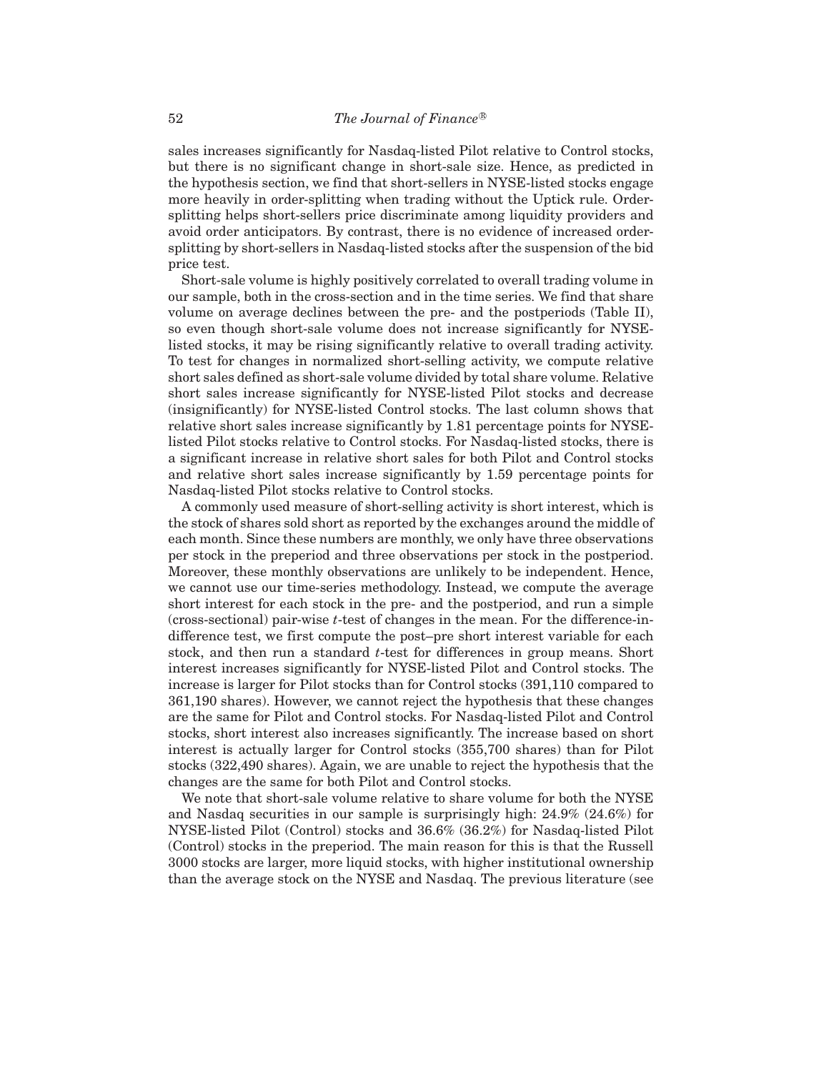sales increases significantly for Nasdaq-listed Pilot relative to Control stocks, but there is no significant change in short-sale size. Hence, as predicted in the hypothesis section, we find that short-sellers in NYSE-listed stocks engage more heavily in order-splitting when trading without the Uptick rule. Order-splitting helps short-sellers price discriminate among liquidity providers and avoid order anticipators. By contrast, there is no evidence of increased order-splitting by short-sellers in Nasdaq-listed stocks after the suspension of the bid price test.

Short-sale volume is highly positively correlated to overall trading volume in our sample, both in the cross-section and in the time series. We find that share volume on average declines between the pre- and the postperiods (Table II), so even though short-sale volume does not increase significantly for NYSE-listed stocks, it may be rising significantly relative to overall trading activity. To test for changes in normalized short-selling activity, we compute relative short sales defined as short-sale volume divided by total share volume. Relative short sales increase significantly for NYSE-listed Pilot stocks and decrease (insignificantly) for NYSE-listed Control stocks. The last column shows that relative short sales increase significantly by 1.81 percentage points for NYSE-listed Pilot stocks relative to Control stocks. For Nasdaq-listed stocks, there is a significant increase in relative short sales for both Pilot and Control stocks and relative short sales increase significantly by 1.59 percentage points for Nasdaq-listed Pilot stocks relative to Control stocks.

A commonly used measure of short-selling activity is short interest, which is the stock of shares sold short as reported by the exchanges around the middle of each month. Since these numbers are monthly, we only have three observations per stock in the preperiod and three observations per stock in the postperiod. Moreover, these monthly observations are unlikely to be independent. Hence, we cannot use our time-series methodology. Instead, we compute the average short interest for each stock in the pre- and the postperiod, and run a simple (cross-sectional) pair-wise $t$-test of changes in the mean. For the difference-in-difference test, we first compute the post–pre short interest variable for each stock, and then run a standard $t$-test for differences in group means. Short interest increases significantly for NYSE-listed Pilot and Control stocks. The increase is larger for Pilot stocks than for Control stocks (391,110 compared to 361,190 shares). However, we cannot reject the hypothesis that these changes are the same for Pilot and Control stocks. For Nasdaq-listed Pilot and Control stocks, short interest also increases significantly. The increase based on short interest is actually larger for Control stocks (355,700 shares) than for Pilot stocks (322,490 shares). Again, we are unable to reject the hypothesis that the changes are the same for both Pilot and Control stocks.

We note that short-sale volume relative to share volume for both the NYSE and Nasdaq securities in our sample is surprisingly high: 24.9% (24.6%) for NYSE-listed Pilot (Control) stocks and 36.6% (36.2%) for Nasdaq-listed Pilot (Control) stocks in the preperiod. The main reason for this is that the Russell 3000 stocks are larger, more liquid stocks, with higher institutional ownership than the average stock on the NYSE and Nasdaq. The previous literature (see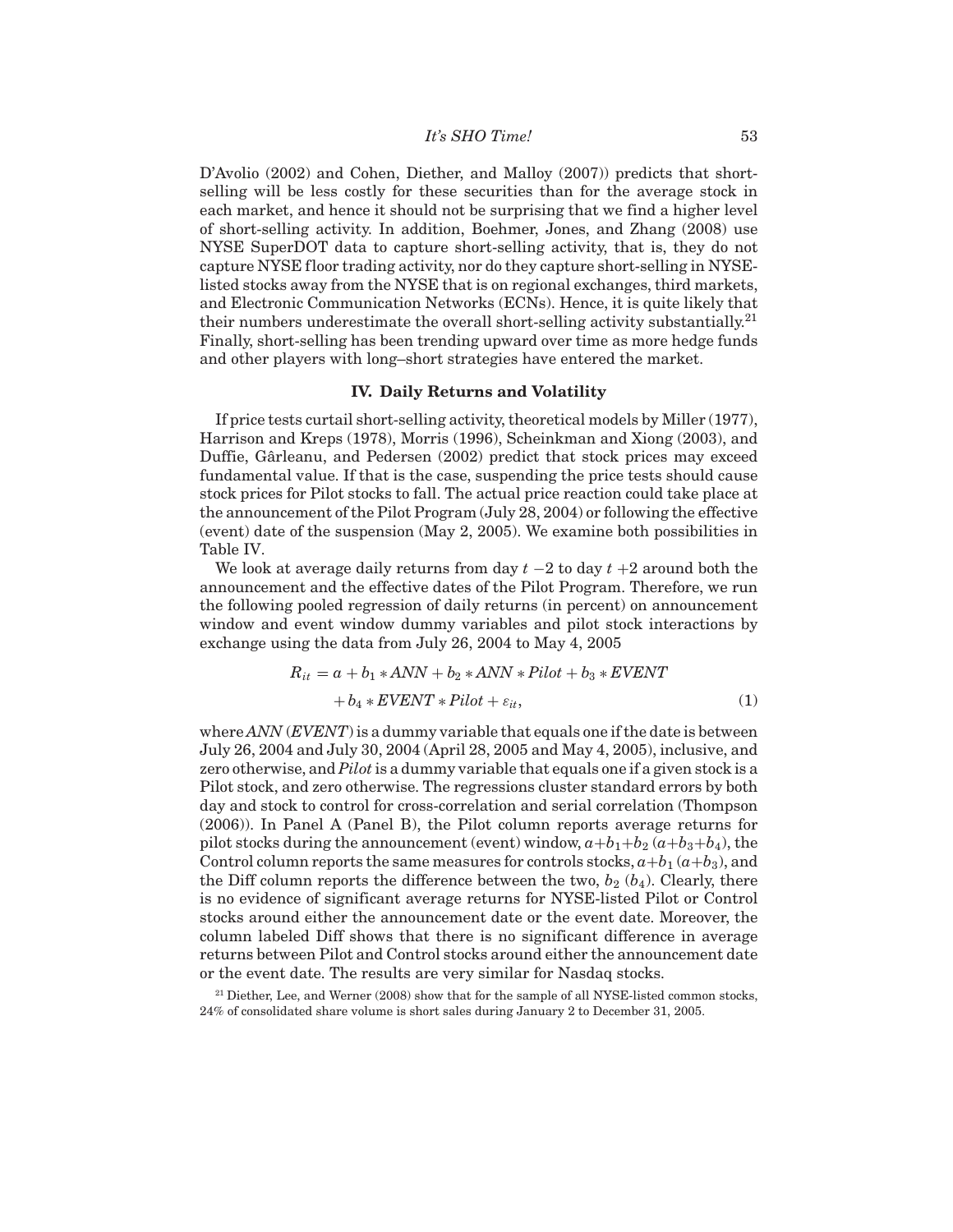D'Avolio (2002) and Cohen, Diether, and Malloy (2007)) predicts that short-selling will be less costly for these securities than for the average stock in each market, and hence it should not be surprising that we find a higher level of short-selling activity. In addition, Boehmer, Jones, and Zhang (2008) use NYSE SuperDOT data to capture short-selling activity, that is, they do not capture NYSE floor trading activity, nor do they capture short-selling in NYSE-listed stocks away from the NYSE that is on regional exchanges, third markets, and Electronic Communication Networks (ECNs). Hence, it is quite likely that their numbers underestimate the overall short-selling activity substantially.[21] Finally, short-selling has been trending upward over time as more hedge funds and other players with long–short strategies have entered the market.

## IV. Daily Returns and Volatility

If price tests curtail short-selling activity, theoretical models by Miller (1977), Harrison and Kreps (1978), Morris (1996), Scheinkman and Xiong (2003), and Duffie, Gârleanu, and Pedersen (2002) predict that stock prices may exceed fundamental value. If that is the case, suspending the price tests should cause stock prices for Pilot stocks to fall. The actual price reaction could take place at the announcement of the Pilot Program (July 28, 2004) or following the effective (event) date of the suspension (May 2, 2005). We examine both possibilities in Table IV.

We look at average daily returns from day $t-2$ to day $t+2$ around both the announcement and the effective dates of the Pilot Program. Therefore, we run the following pooled regression of daily returns (in percent) on announcement window and event window dummy variables and pilot stock interactions by exchange using the data from July 26, 2004 to May 4, 2005

$$
\begin{aligned}
R_{it} &= a + b_1 * ANN + b_2 * ANN * Pilot + b_3 * EVENT \\
&\quad + b_4 * EVENT * Pilot + \varepsilon_{it},
\end{aligned} \tag{1}
$$

where $ANN$ ($EVENT$) is a dummy variable that equals one if the date is between July 26, 2004 and July 30, 2004 (April 28, 2005 and May 4, 2005), inclusive, and zero otherwise, and $Pilot$ is a dummy variable that equals one if a given stock is a Pilot stock, and zero otherwise. The regressions cluster standard errors by both day and stock to control for cross-correlation and serial correlation (Thompson (2006)). In Panel A (Panel B), the Pilot column reports average returns for pilot stocks during the announcement (event) window, $a+b_1+b_2$ ($a+b_3+b_4$), the Control column reports the same measures for controls stocks, $a+b_1$ ($a+b_3$), and the Diff column reports the difference between the two, $b_2$ ($b_4$). Clearly, there is no evidence of significant average returns for NYSE-listed Pilot or Control stocks around either the announcement date or the event date. Moreover, the column labeled Diff shows that there is no significant difference in average returns between Pilot and Control stocks around either the announcement date or the event date. The results are very similar for Nasdaq stocks.

[21] Diether, Lee, and Werner (2008) show that for the sample of all NYSE-listed common stocks, 24% of consolidated share volume is short sales during January 2 to December 31, 2005.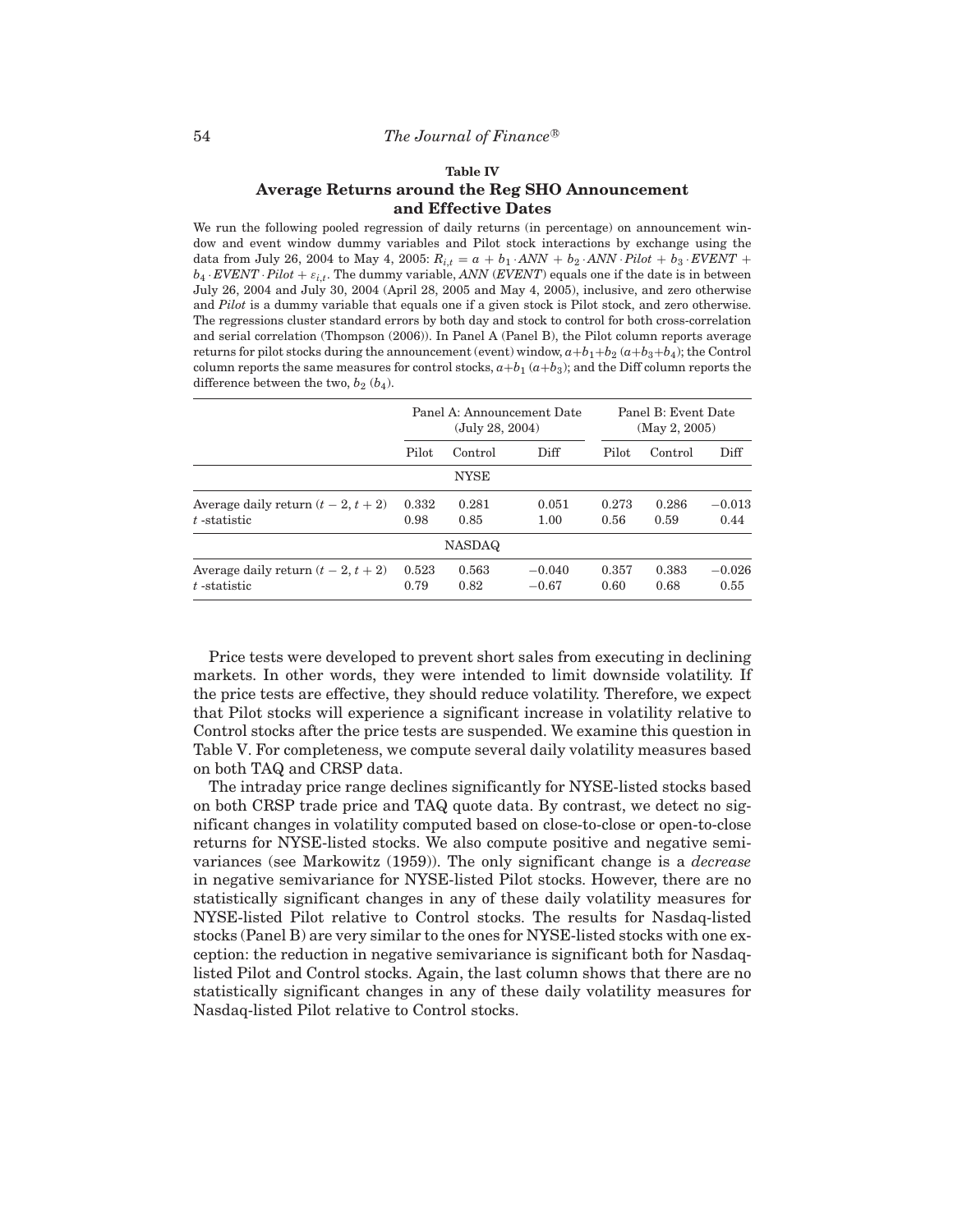**Table IV**

**Average Returns around the Reg SHO Announcement and Effective Dates**

We run the following pooled regression of daily returns (in percentage) on announcement window and event window dummy variables and Pilot stock interactions by exchange using the data from July 26, 2004 to May 4, 2005: $R_{i,t} = a + b_1 \cdot ANN + b_2 \cdot ANN \cdot Pilot + b_3 \cdot EVENT + b_4 \cdot EVENT \cdot Pilot + \varepsilon_{i,t}$. The dummy variable, *ANN* (*EVENT*) equals one if the date is in between July 26, 2004 and July 30, 2004 (April 28, 2005 and May 4, 2005), inclusive, and zero otherwise and *Pilot* is a dummy variable that equals one if a given stock is Pilot stock, and zero otherwise. The regressions cluster standard errors by both day and stock to control for both cross-correlation and serial correlation (Thompson (2006)). In Panel A (Panel B), the Pilot column reports average returns for pilot stocks during the announcement (event) window, $a+b_1+b_2$ $(a+b_3+b_4)$; the Control column reports the same measures for control stocks, $a+b_1$ $(a+b_3)$; and the Diff column reports the difference between the two, $b_2$ $(b_4)$.

| | Panel A: Announcement Date (July 28, 2004) | | | Panel B: Event Date (May 2, 2005) | | |
|---|---|---|---|---|---|---|
| | Pilot | Control | Diff | Pilot | Control | Diff |
| | | NYSE | | | | |
| Average daily return $(t-2, t+2)$ | 0.332 | 0.281 | 0.051 | 0.273 | 0.286 | $-0.013$ |
| $t$-statistic | 0.98 | 0.85 | 1.00 | 0.56 | 0.59 | 0.44 |
| | | NASDAQ | | | | |
| Average daily return $(t-2, t+2)$ | 0.523 | 0.563 | $-0.040$ | 0.357 | 0.383 | $-0.026$ |
| $t$-statistic | 0.79 | 0.82 | $-0.67$ | 0.60 | 0.68 | 0.55 |

Price tests were developed to prevent short sales from executing in declining markets. In other words, they were intended to limit downside volatility. If the price tests are effective, they should reduce volatility. Therefore, we expect that Pilot stocks will experience a significant increase in volatility relative to Control stocks after the price tests are suspended. We examine this question in Table V. For completeness, we compute several daily volatility measures based on both TAQ and CRSP data.

The intraday price range declines significantly for NYSE-listed stocks based on both CRSP trade price and TAQ quote data. By contrast, we detect no significant changes in volatility computed based on close-to-close or open-to-close returns for NYSE-listed stocks. We also compute positive and negative semivariances (see Markowitz (1959)). The only significant change is a *decrease* in negative semivariance for NYSE-listed Pilot stocks. However, there are no statistically significant changes in any of these daily volatility measures for NYSE-listed Pilot relative to Control stocks. The results for Nasdaq-listed stocks (Panel B) are very similar to the ones for NYSE-listed stocks with one exception: the reduction in negative semivariance is significant both for Nasdaq-listed Pilot and Control stocks. Again, the last column shows that there are no statistically significant changes in any of these daily volatility measures for Nasdaq-listed Pilot relative to Control stocks.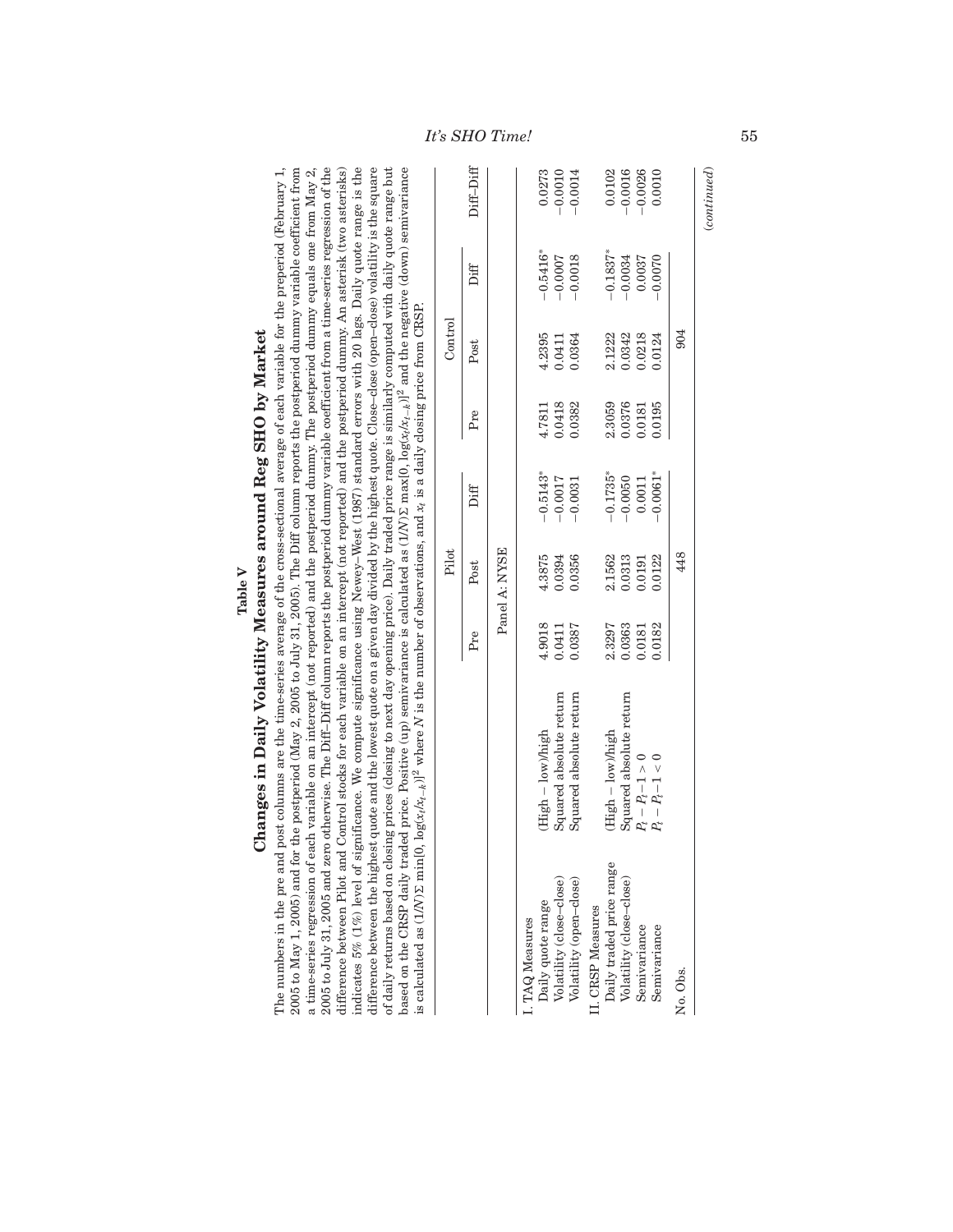## Table V

## Changes in Daily Volatility Measures around Reg SHO by Market

The numbers in the pre and post columns are the time-series average of the cross-sectional average of each variable for the preperiod (February 1, 2005 to May 1, 2005) and for the postperiod (May 2, 2005 to July 31, 2005). The Diff column reports the postperiod dummy variable coefficient from a time-series regression of each variable on an intercept (not reported) and the postperiod dummy. The postperiod dummy equals one from May 2, 2005 to July 31, 2005 and zero otherwise. The Diff–Diff column reports the postperiod dummy variable coefficient from a time-series regression of the difference between Pilot and Control stocks for each variable on an intercept (not reported) and the postperiod dummy. An asterisk (two asterisks) indicates 5% (1%) level of significance. We compute significance using Newey–West (1987) standard errors with 20 lags. Daily quote range is the difference between the highest quote and the lowest quote on a given day divided by the highest quote. Close–close (open–close) volatility is the square of daily returns based on closing prices (closing to next day opening price). Daily traded price range is similarly computed with daily quote range but based on the CRSP daily traded price. Positive (up) semivariance is calculated as $(1/N)\Sigma \max[0, \log(x_t/x_{t-k})]^2$ and the negative (down) semivariance is calculated as $(1/N)\Sigma \min[0, \log(x_t/x_{t-k})]^2$ where $N$ is the number of observations, and $x_t$ is a daily closing price from CRSP.

| | | Pilot | | | Control | | | |
|---|---|---|---|---|---|---|---|---|
| | | Pre | Post | Diff | Pre | Post | Diff | Diff–Diff |
| | | Panel A: NYSE | | | | | | |
| I. TAQ Measures | | | | | | | | |
| Daily quote range | (High − low)/high | 4.9018 | 4.3875 | −0.5143* | 4.7811 | 4.2395 | −0.5416* | 0.0273 |
| Volatility (close–close) | Squared absolute return | 0.0411 | 0.0394 | −0.0017 | 0.0418 | 0.0411 | −0.0007 | −0.0010 |
| Volatility (open–close) | Squared absolute return | 0.0387 | 0.0356 | −0.0031 | 0.0382 | 0.0364 | −0.0018 | −0.0014 |
| II. CRSP Measures | | | | | | | | |
| Daily traded price range | (High − low)/high | 2.3297 | 2.1562 | −0.1735* | 2.3059 | 2.1222 | −0.1837* | 0.0102 |
| Volatility (close–close) | Squared absolute return | 0.0363 | 0.0313 | −0.0050 | 0.0376 | 0.0342 | −0.0034 | −0.0016 |
| Semivariance | $P_t - P_t - 1 > 0$ | 0.0181 | 0.0191 | 0.0011 | 0.0181 | 0.0218 | 0.0037 | −0.0026 |
| Semivariance | $P_t - P_t - 1 < 0$ | 0.0182 | 0.0122 | −0.0061* | 0.0195 | 0.0124 | −0.0070 | 0.0010 |
| No. Obs. | | | 448 | | | 904 | | |

(continued)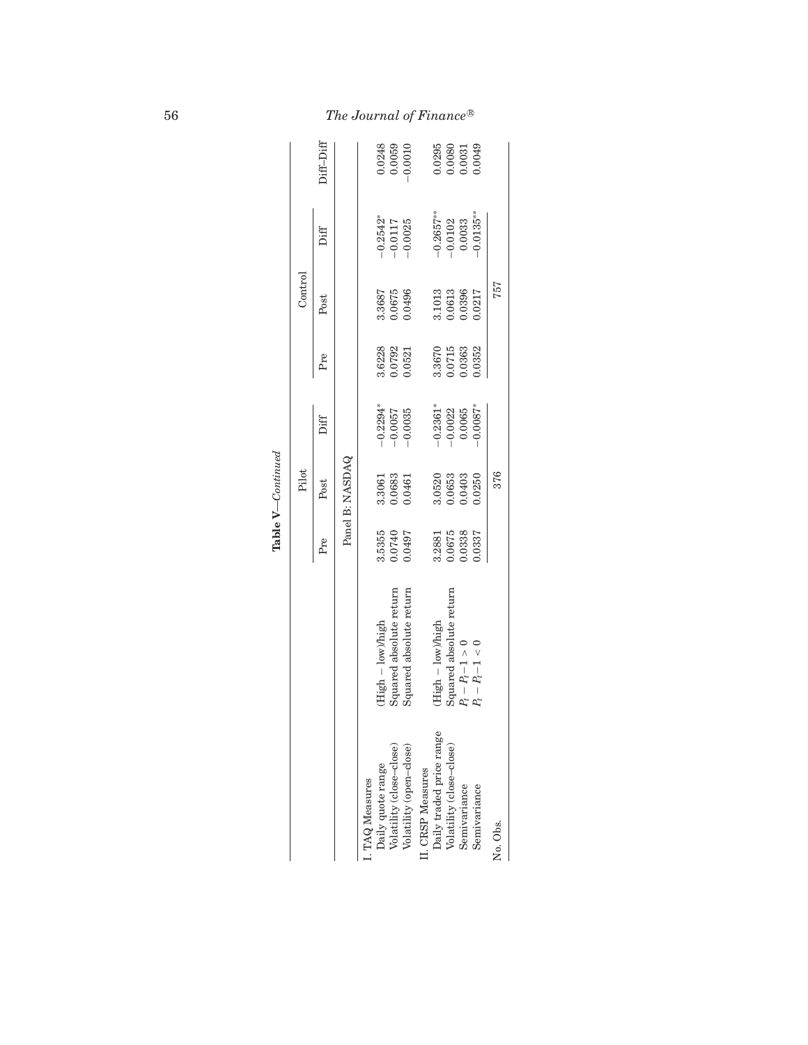**Table V**—*Continued*

| | | Pilot | | | Control | | | |
|---|---|---|---|---|---|---|---|---|
| | | Pre | Post | Diff | Pre | Post | Diff | Diff–Diff |
| | | Panel B: NASDAQ | | | | | | |
| I. TAQ Measures | | | | | | | | |
| Daily quote range | (High − low)/high | 3.5355 | 3.3061 | −0.2294* | 3.6228 | 3.3687 | −0.2542* | 0.0248 |
| Volatility (close–close) | Squared absolute return | 0.0740 | 0.0683 | −0.0057 | 0.0792 | 0.0675 | −0.0117 | 0.0059 |
| Volatility (open–close) | Squared absolute return | 0.0497 | 0.0461 | −0.0035 | 0.0521 | 0.0496 | −0.0025 | −0.0010 |
| II. CRSP Measures | | | | | | | | |
| Daily traded price range | (High − low)/high | 3.2881 | 3.0520 | −0.2361* | 3.3670 | 3.1013 | −0.2657** | 0.0295 |
| Volatility (close–close) | Squared absolute return | 0.0675 | 0.0653 | −0.0022 | 0.0715 | 0.0613 | −0.0102 | 0.0080 |
| Semivariance | $P_t - P_t{-}1 > 0$ | 0.0338 | 0.0403 | 0.0065 | 0.0363 | 0.0396 | 0.0033 | 0.0031 |
| Semivariance | $P_t - P_t{-}1 < 0$ | 0.0337 | 0.0250 | −0.0087* | 0.0352 | 0.0217 | −0.0135** | 0.0049 |
| No. Obs. | | | 376 | | | 757 | | |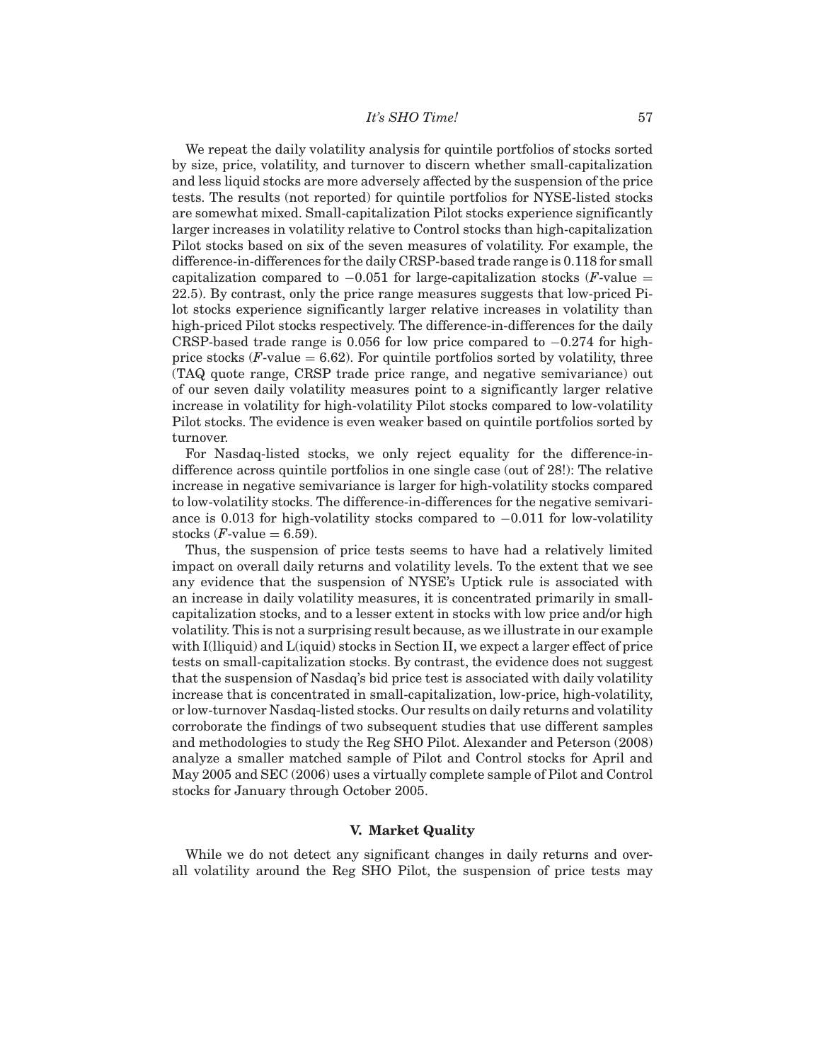We repeat the daily volatility analysis for quintile portfolios of stocks sorted by size, price, volatility, and turnover to discern whether small-capitalization and less liquid stocks are more adversely affected by the suspension of the price tests. The results (not reported) for quintile portfolios for NYSE-listed stocks are somewhat mixed. Small-capitalization Pilot stocks experience significantly larger increases in volatility relative to Control stocks than high-capitalization Pilot stocks based on six of the seven measures of volatility. For example, the difference-in-differences for the daily CRSP-based trade range is 0.118 for small capitalization compared to $-0.051$ for large-capitalization stocks ($F$-value = 22.5). By contrast, only the price range measures suggests that low-priced Pilot stocks experience significantly larger relative increases in volatility than high-priced Pilot stocks respectively. The difference-in-differences for the daily CRSP-based trade range is 0.056 for low price compared to $-0.274$ for high-price stocks ($F$-value = 6.62). For quintile portfolios sorted by volatility, three (TAQ quote range, CRSP trade price range, and negative semivariance) out of our seven daily volatility measures point to a significantly larger relative increase in volatility for high-volatility Pilot stocks compared to low-volatility Pilot stocks. The evidence is even weaker based on quintile portfolios sorted by turnover.

For Nasdaq-listed stocks, we only reject equality for the difference-in-difference across quintile portfolios in one single case (out of 28!): The relative increase in negative semivariance is larger for high-volatility stocks compared to low-volatility stocks. The difference-in-differences for the negative semivariance is 0.013 for high-volatility stocks compared to $-0.011$ for low-volatility stocks ($F$-value = 6.59).

Thus, the suspension of price tests seems to have had a relatively limited impact on overall daily returns and volatility levels. To the extent that we see any evidence that the suspension of NYSE's Uptick rule is associated with an increase in daily volatility measures, it is concentrated primarily in small-capitalization stocks, and to a lesser extent in stocks with low price and/or high volatility. This is not a surprising result because, as we illustrate in our example with I(lliquid) and L(iquid) stocks in Section II, we expect a larger effect of price tests on small-capitalization stocks. By contrast, the evidence does not suggest that the suspension of Nasdaq's bid price test is associated with daily volatility increase that is concentrated in small-capitalization, low-price, high-volatility, or low-turnover Nasdaq-listed stocks. Our results on daily returns and volatility corroborate the findings of two subsequent studies that use different samples and methodologies to study the Reg SHO Pilot. Alexander and Peterson (2008) analyze a smaller matched sample of Pilot and Control stocks for April and May 2005 and SEC (2006) uses a virtually complete sample of Pilot and Control stocks for January through October 2005.

## V. Market Quality

While we do not detect any significant changes in daily returns and overall volatility around the Reg SHO Pilot, the suspension of price tests may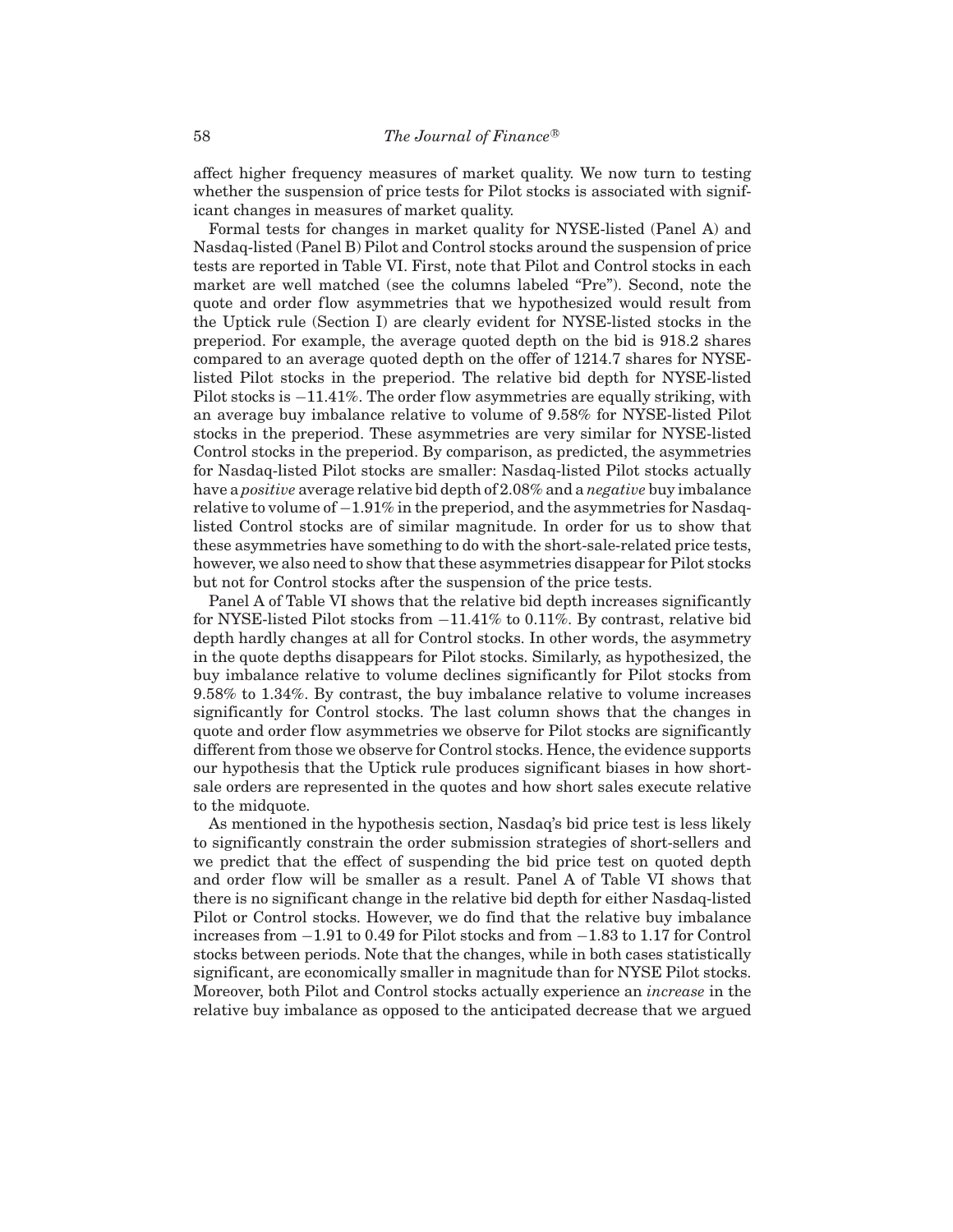affect higher frequency measures of market quality. We now turn to testing whether the suspension of price tests for Pilot stocks is associated with significant changes in measures of market quality.

Formal tests for changes in market quality for NYSE-listed (Panel A) and Nasdaq-listed (Panel B) Pilot and Control stocks around the suspension of price tests are reported in Table VI. First, note that Pilot and Control stocks in each market are well matched (see the columns labeled "Pre"). Second, note the quote and order flow asymmetries that we hypothesized would result from the Uptick rule (Section I) are clearly evident for NYSE-listed stocks in the preperiod. For example, the average quoted depth on the bid is 918.2 shares compared to an average quoted depth on the offer of 1214.7 shares for NYSE-listed Pilot stocks in the preperiod. The relative bid depth for NYSE-listed Pilot stocks is −11.41%. The order flow asymmetries are equally striking, with an average buy imbalance relative to volume of 9.58% for NYSE-listed Pilot stocks in the preperiod. These asymmetries are very similar for NYSE-listed Control stocks in the preperiod. By comparison, as predicted, the asymmetries for Nasdaq-listed Pilot stocks are smaller: Nasdaq-listed Pilot stocks actually have a *positive* average relative bid depth of 2.08% and a *negative* buy imbalance relative to volume of −1.91% in the preperiod, and the asymmetries for Nasdaq-listed Control stocks are of similar magnitude. In order for us to show that these asymmetries have something to do with the short-sale-related price tests, however, we also need to show that these asymmetries disappear for Pilot stocks but not for Control stocks after the suspension of the price tests.

Panel A of Table VI shows that the relative bid depth increases significantly for NYSE-listed Pilot stocks from −11.41% to 0.11%. By contrast, relative bid depth hardly changes at all for Control stocks. In other words, the asymmetry in the quote depths disappears for Pilot stocks. Similarly, as hypothesized, the buy imbalance relative to volume declines significantly for Pilot stocks from 9.58% to 1.34%. By contrast, the buy imbalance relative to volume increases significantly for Control stocks. The last column shows that the changes in quote and order flow asymmetries we observe for Pilot stocks are significantly different from those we observe for Control stocks. Hence, the evidence supports our hypothesis that the Uptick rule produces significant biases in how short-sale orders are represented in the quotes and how short sales execute relative to the midquote.

As mentioned in the hypothesis section, Nasdaq's bid price test is less likely to significantly constrain the order submission strategies of short-sellers and we predict that the effect of suspending the bid price test on quoted depth and order flow will be smaller as a result. Panel A of Table VI shows that there is no significant change in the relative bid depth for either Nasdaq-listed Pilot or Control stocks. However, we do find that the relative buy imbalance increases from −1.91 to 0.49 for Pilot stocks and from −1.83 to 1.17 for Control stocks between periods. Note that the changes, while in both cases statistically significant, are economically smaller in magnitude than for NYSE Pilot stocks. Moreover, both Pilot and Control stocks actually experience an *increase* in the relative buy imbalance as opposed to the anticipated decrease that we argued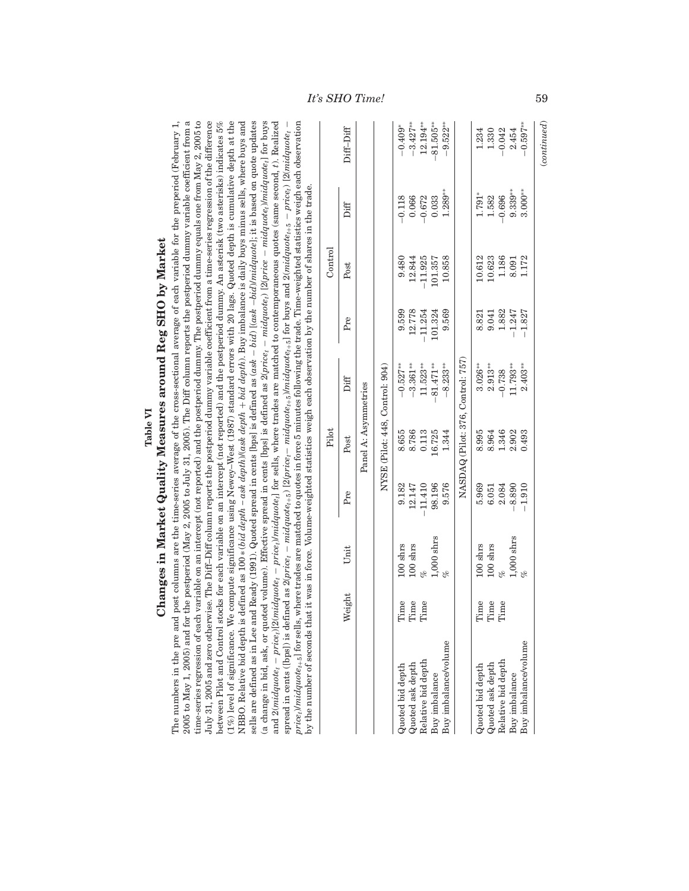# Table VI

## Changes in Market Quality Measures around Reg SHO by Market

The numbers in the pre and post columns are the time-series average of the cross-sectional average of each variable for the preperiod (February 1, 2005 to May 1, 2005) and for the postperiod (May 2, 2005 to July 31, 2005). The Diff column reports the postperiod dummy variable coefficient from a time-series regression of each variable on an intercept (not reported) and the postperiod dummy. The postperiod dummy equals one from May 2, 2005 to July 31, 2005 and zero otherwise. The Diff–Diff column reports the postperiod dummy variable coefficient from a time-series regression of the difference between Pilot and Control stocks for each variable on an intercept (not reported) and the postperiod dummy. An asterisk (two asterisks) indicates 5% (1%) level of significance. We compute significance using Newey–West (1987) standard errors with 20 lags. Quoted depth is cumulative depth at the NBBO. Relative bid depth is defined as $100 * (bid\ depth - ask\ depth)/(ask\ depth + bid\ depth)$. Buy imbalance is daily buys minus sells, where buys and sells are defined as in Lee and Ready (1991). Quoted spread in cents [bps] is defined as $(ask - bid)$ $[(ask - bid)/midquote]$; it is based on quote updates (a change in bid, ask, or quoted volume). Effective spread in cents [bps] is defined as $2(price_t - midquote_t)$ $[2(price - midquote_t)/midquote_t]$ for buys and $2(midquote_t - price_t)[2(midquote_t - price_t)/midquote_t]$ for sells, where trades are matched to contemporaneous quotes (same second, $t$). Realized spread in cents ([bps]) is defined as $2(price_t - midquote_{t+5})$ $[2(price_t - midquote_{t+5})/midquote_{t+5}]$ for buys and $2(midquote_{t+5} - price_t)$ $[2(midquote_t - price_t)/midquote_{t+5}]$ for sells, where trades are matched to quotes in force 5 minutes following the trade. Time-weighted statistics weigh each observation by the number of seconds that it was in force. Volume-weighted statistics weigh each observation by the number of shares in the trade.

| | Weight | Unit | Pilot Pre | Pilot Post | Pilot Diff | Control Pre | Control Post | Control Diff | Diff–Diff |
|---|---|---|---|---|---|---|---|---|---|
| **Panel A: Asymmetries** | | | | | | | | | |
| **NYSE (Pilot: 448, Control: 904)** | | | | | | | | | |
| Quoted bid depth | Time | 100 shrs | 9.182 | 8.655 | −0.527** | 9.599 | 9.480 | −0.118 | −0.409* |
| Quoted ask depth | Time | 100 shrs | 12.147 | 8.786 | −3.361** | 12.778 | 12.844 | 0.066 | −3.427** |
| Relative bid depth | Time | % | −11.410 | 0.113 | 11.523** | −11.254 | −11.925 | −0.672 | 12.194** |
| Buy imbalance | | 1,000 shrs | 98.196 | 16.725 | −81.471** | 101.324 | 101.357 | 0.033 | −81.505** |
| Buy imbalance/volume | | % | 9.576 | 1.344 | −8.233** | 9.569 | 10.858 | 1.289** | −9.522** |
| **NASDAQ (Pilot: 376, Control: 757)** | | | | | | | | | |
| Quoted bid depth | Time | 100 shrs | 5.969 | 8.995 | 3.026** | 8.821 | 10.612 | 1.791* | 1.234 |
| Quoted ask depth | Time | 100 shrs | 6.051 | 8.964 | 2.913** | 9.041 | 10.623 | 1.582 | 1.330 |
| Relative bid depth | Time | % | 2.084 | 1.346 | −0.738 | 1.882 | 1.186 | −0.696 | −0.042 |
| Buy imbalance | | 1,000 shrs | −8.890 | 2.902 | 11.793** | −1.247 | 8.091 | 9.339** | 2.454 |
| Buy imbalance/volume | | % | −1.910 | 0.493 | 2.403** | −1.827 | 1.172 | 3.000** | −0.597** |

(continued)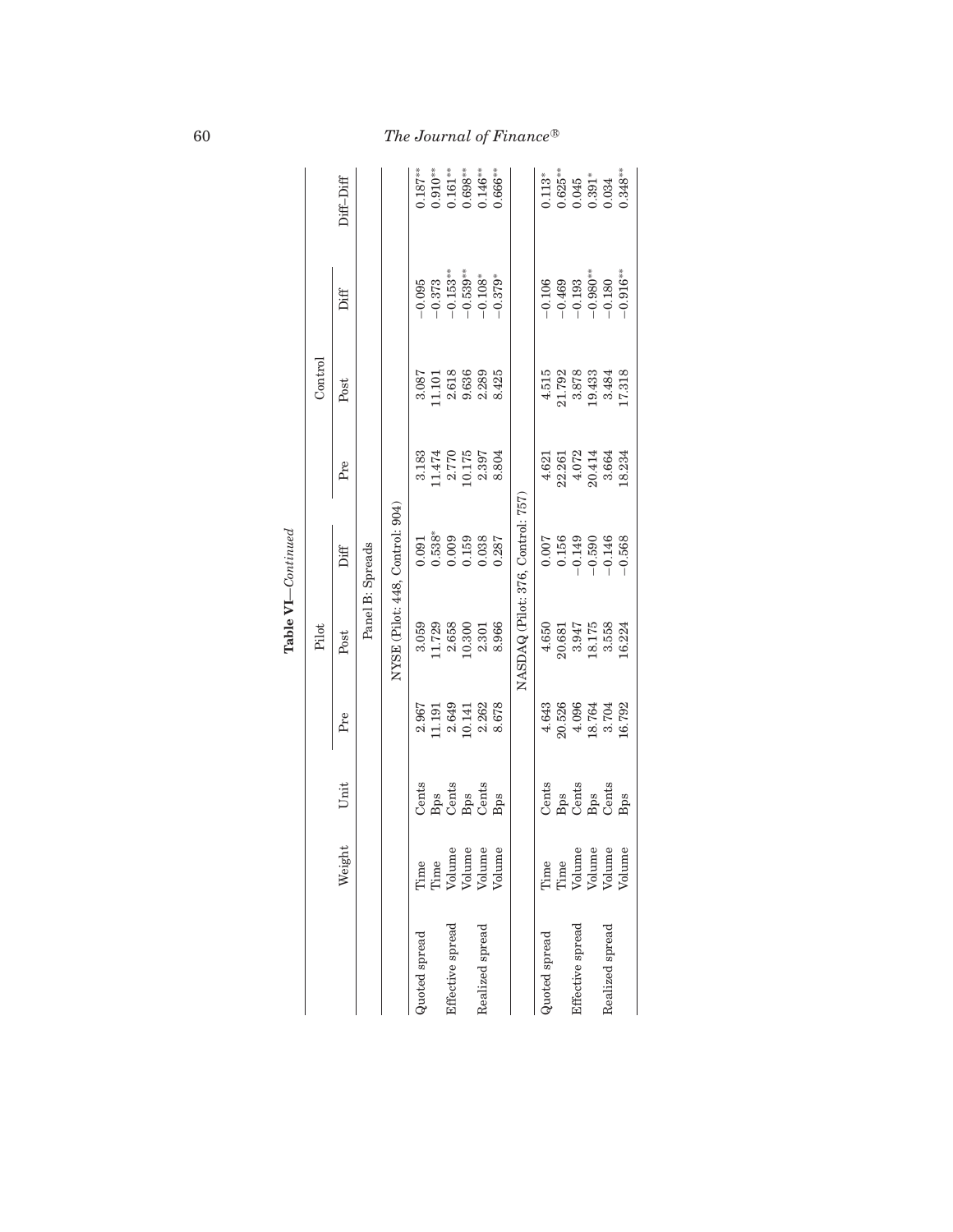**Table VI—*Continued***

| | Weight | Unit | Pilot | | | Control | | | Diff–Diff |
|---|---|---|---|---|---|---|---|---|---|
| | | | Pre | Post | Diff | Pre | Post | Diff | |
| Panel B: Spreads | | | | | | | | | |
| NYSE (Pilot: 448, Control: 904) | | | | | | | | | |
| Quoted spread | Time | Cents | 2.967 | 3.059 | 0.091 | 3.183 | 3.087 | −0.095 | 0.187** |
| | Time | Bps | 11.191 | 11.729 | 0.538* | 11.474 | 11.101 | −0.373 | 0.910** |
| Effective spread | Volume | Cents | 2.649 | 2.658 | 0.009 | 2.770 | 2.618 | −0.153** | 0.161** |
| | Volume | Bps | 10.141 | 10.300 | 0.159 | 10.175 | 9.636 | −0.539** | 0.698** |
| Realized spread | Volume | Cents | 2.262 | 2.301 | 0.038 | 2.397 | 2.289 | −0.108* | 0.146** |
| | Volume | Bps | 8.678 | 8.966 | 0.287 | 8.804 | 8.425 | −0.379* | 0.666** |
| NASDAQ (Pilot: 376, Control: 757) | | | | | | | | | |
| Quoted spread | Time | Cents | 4.643 | 4.650 | 0.007 | 4.621 | 4.515 | −0.106 | 0.113* |
| | Time | Bps | 20.526 | 20.681 | 0.156 | 22.261 | 21.792 | −0.469 | 0.625** |
| Effective spread | Volume | Cents | 4.096 | 3.947 | −0.149 | 4.072 | 3.878 | −0.193 | 0.045 |
| | Volume | Bps | 18.764 | 18.175 | −0.590 | 20.414 | 19.433 | −0.980** | 0.391* |
| Realized spread | Volume | Cents | 3.704 | 3.558 | −0.146 | 3.664 | 3.484 | −0.180 | 0.034 |
| | Volume | Bps | 16.792 | 16.224 | −0.568 | 18.234 | 17.318 | −0.916** | 0.348** |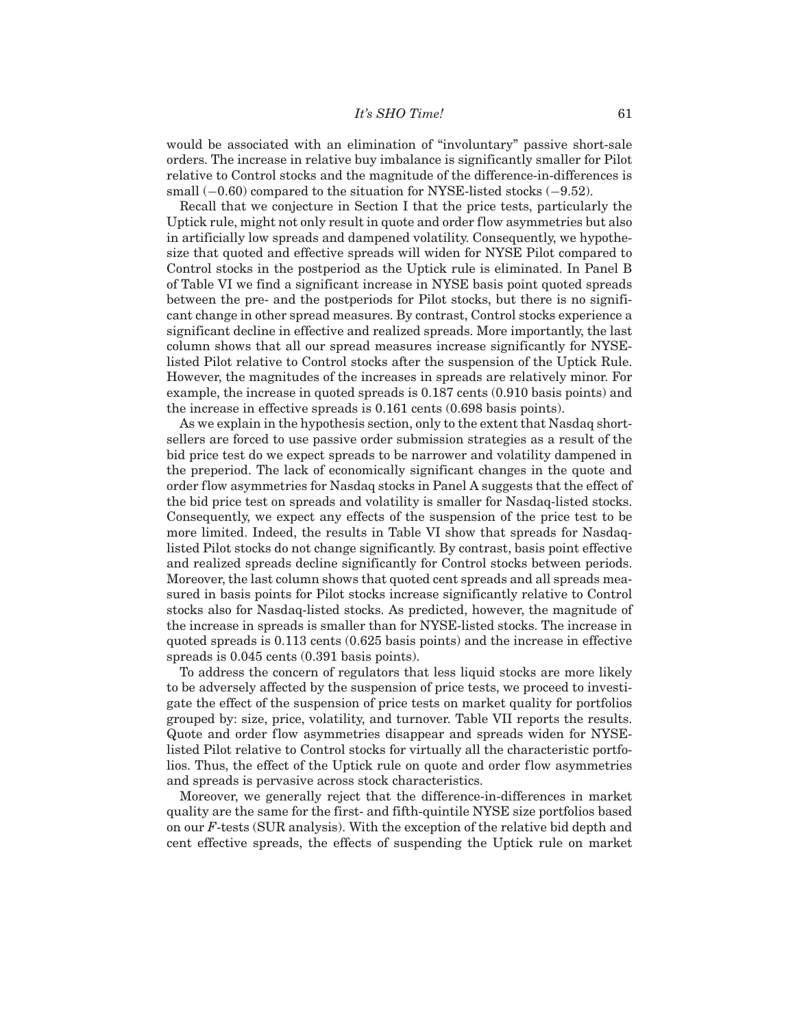would be associated with an elimination of "involuntary" passive short-sale orders. The increase in relative buy imbalance is significantly smaller for Pilot relative to Control stocks and the magnitude of the difference-in-differences is small (−0.60) compared to the situation for NYSE-listed stocks (−9.52).

Recall that we conjecture in Section I that the price tests, particularly the Uptick rule, might not only result in quote and order flow asymmetries but also in artificially low spreads and dampened volatility. Consequently, we hypothesize that quoted and effective spreads will widen for NYSE Pilot compared to Control stocks in the postperiod as the Uptick rule is eliminated. In Panel B of Table VI we find a significant increase in NYSE basis point quoted spreads between the pre- and the postperiods for Pilot stocks, but there is no significant change in other spread measures. By contrast, Control stocks experience a significant decline in effective and realized spreads. More importantly, the last column shows that all our spread measures increase significantly for NYSE-listed Pilot relative to Control stocks after the suspension of the Uptick Rule. However, the magnitudes of the increases in spreads are relatively minor. For example, the increase in quoted spreads is 0.187 cents (0.910 basis points) and the increase in effective spreads is 0.161 cents (0.698 basis points).

As we explain in the hypothesis section, only to the extent that Nasdaq short-sellers are forced to use passive order submission strategies as a result of the bid price test do we expect spreads to be narrower and volatility dampened in the preperiod. The lack of economically significant changes in the quote and order flow asymmetries for Nasdaq stocks in Panel A suggests that the effect of the bid price test on spreads and volatility is smaller for Nasdaq-listed stocks. Consequently, we expect any effects of the suspension of the price test to be more limited. Indeed, the results in Table VI show that spreads for Nasdaq-listed Pilot stocks do not change significantly. By contrast, basis point effective and realized spreads decline significantly for Control stocks between periods. Moreover, the last column shows that quoted cent spreads and all spreads measured in basis points for Pilot stocks increase significantly relative to Control stocks also for Nasdaq-listed stocks. As predicted, however, the magnitude of the increase in spreads is smaller than for NYSE-listed stocks. The increase in quoted spreads is 0.113 cents (0.625 basis points) and the increase in effective spreads is 0.045 cents (0.391 basis points).

To address the concern of regulators that less liquid stocks are more likely to be adversely affected by the suspension of price tests, we proceed to investigate the effect of the suspension of price tests on market quality for portfolios grouped by: size, price, volatility, and turnover. Table VII reports the results. Quote and order flow asymmetries disappear and spreads widen for NYSE-listed Pilot relative to Control stocks for virtually all the characteristic portfolios. Thus, the effect of the Uptick rule on quote and order flow asymmetries and spreads is pervasive across stock characteristics.

Moreover, we generally reject that the difference-in-differences in market quality are the same for the first- and fifth-quintile NYSE size portfolios based on our $F$-tests (SUR analysis). With the exception of the relative bid depth and cent effective spreads, the effects of suspending the Uptick rule on market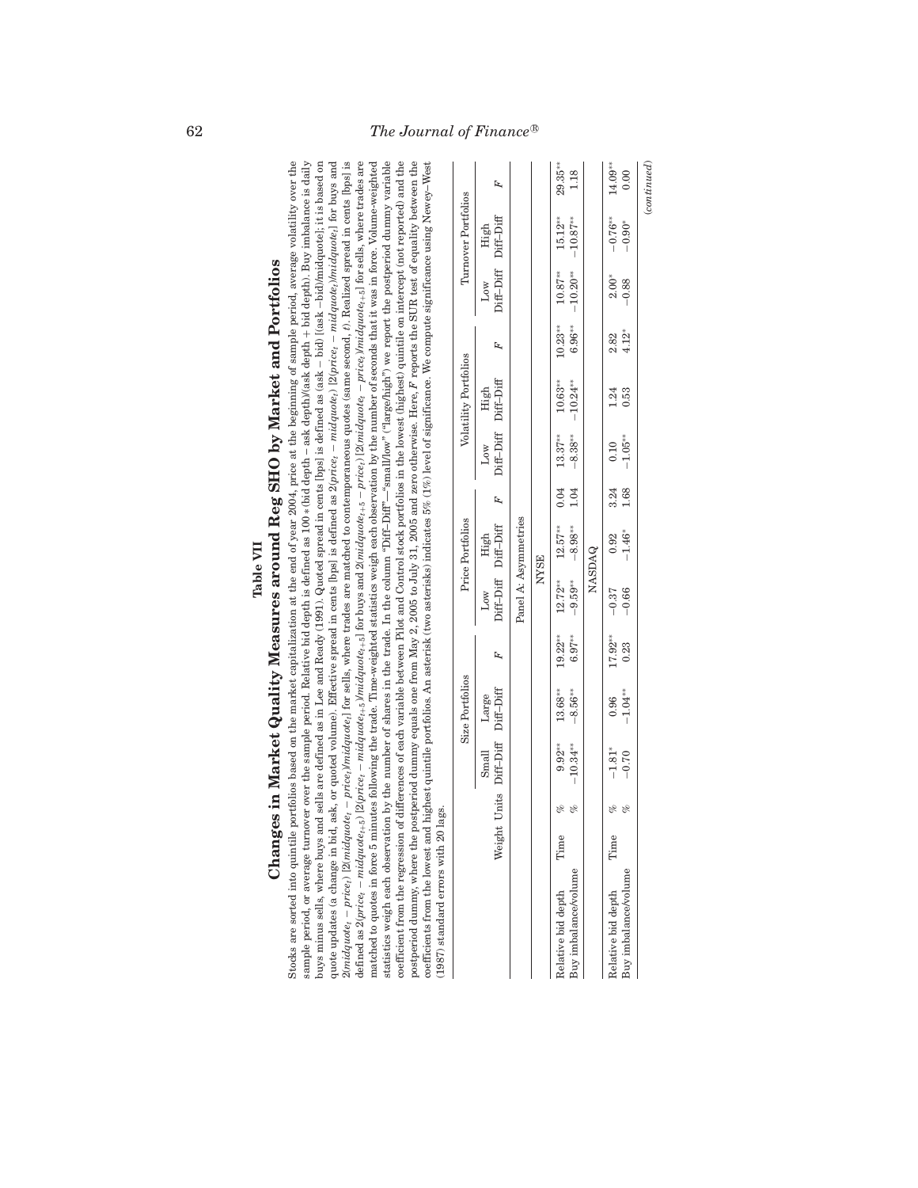**Table VII**

**Changes in Market Quality Measures around Reg SHO by Market and Portfolios**

Stocks are sorted into quintile portfolios based on the market capitalization at the end of year 2004, price at the beginning of sample period, average volatility over the sample period, or average turnover over the sample period. Relative bid depth is defined as 100 ∗ (bid depth − ask depth)/(ask depth + bid depth). Buy imbalance is daily buys minus sells, where buys and sells are defined as in Lee and Ready (1991). Quoted spread in cents [bps] is defined as (ask − bid) [(ask −bid)/midquote]; it is based on quote updates (a change in bid, ask, or quoted volume). Effective spread in cents [bps] is defined as $2(price_t - midquote_t)$ $[2(price_t - midquote_t)/midquote_t]$ for buys and $2(midquote_t - price_t)$ $[2(midquote_t - price_t)/midquote_t]$ for sells, where trades are matched to contemporaneous quotes (same second, $t$). Realized spread in cents [bps] is defined as $2(price_t - midquote_{t+5})$ $[2(price_t - midquote_{t+5})/midquote_{t+5}]$ for buys and $2(midquote_{t+5} - price_t)$ $[2(midquote_t - price_t)/midquote_{t+5}]$ for sells, where trades are matched to quotes in force 5 minutes following the trade. Time-weighted statistics weigh each observation by the number of seconds that it was in force. Volume-weighted statistics weigh each observation by the number of shares in the trade. In the column "Diff–Diff"—"small/low" ("large/high") we report the postperiod dummy variable coefficient from the regression of differences of each variable between Pilot and Control stock portfolios in the lowest (highest) quintile on intercept (not reported) and the postperiod dummy, where the postperiod dummy equals one from May 2, 2005 to July 31, 2005 and zero otherwise. Here, $F$ reports the SUR test of equality between the coefficients from the lowest and highest quintile portfolios. An asterisk (two asterisks) indicates 5% (1%) level of significance. We compute significance using Newey–West (1987) standard errors with 20 lags.

| | | | Size Portfolios | | | Price Portfolios | | | Volatility Portfolios | | | Turnover Portfolios | | |
|---|---|---|---|---|---|---|---|---|---|---|---|---|---|---|
| | Weight | Units | Small Diff–Diff | Large Diff–Diff | $F$ | Low Diff–Diff | High Diff–Diff | $F$ | Low Diff–Diff | High Diff–Diff | $F$ | Low Diff–Diff | High Diff–Diff | $F$ |
| **Panel A: Asymmetries** | | | | | | | | | | | | | | |
| **NYSE** | | | | | | | | | | | | | | |
| Relative bid depth | Time | % | 9.92** | 13.68** | 19.22** | 12.72** | 12.57** | 0.04 | 13.37** | 10.63** | 10.23** | 10.87** | 15.12** | 29.35** |
| Buy imbalance/volume | | % | −10.34** | −8.56** | 6.97** | −9.59** | −8.98** | 1.04 | −8.38** | −10.24** | 6.96** | −10.20** | −10.87** | 1.18 |
| **NASDAQ** | | | | | | | | | | | | | | |
| Relative bid depth | Time | % | −1.81* | 0.96 | 17.92** | −0.37 | 0.92 | 3.24 | 0.10 | 1.24 | 2.82 | 2.00* | −0.76** | 14.09** |
| Buy imbalance/volume | | % | −0.70 | −1.04** | 0.23 | −0.66 | −1.46* | 1.68 | −1.05** | 0.53 | 4.12* | −0.88 | −0.90* | 0.00 |

*(continued)*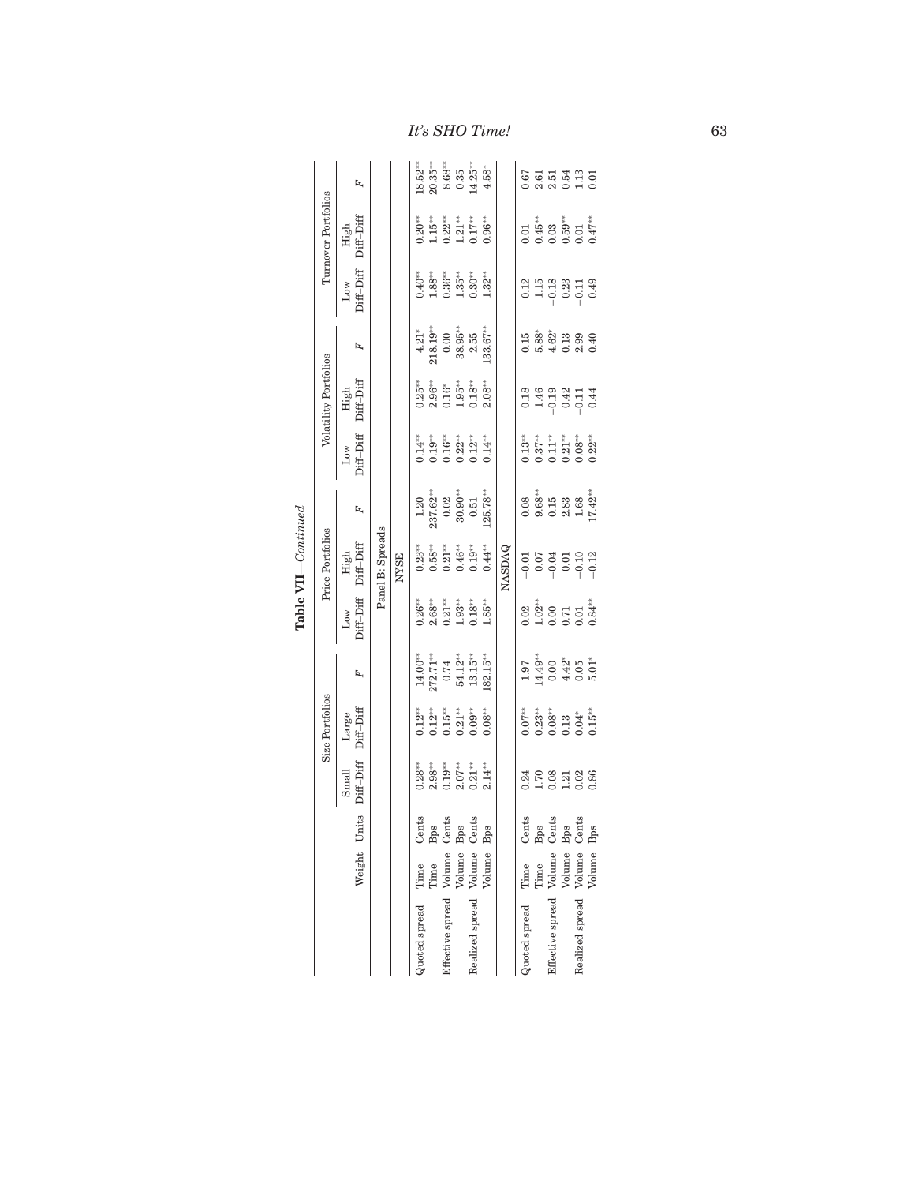**Table VII—*Continued***

| | Weight | Units | Size Portfolios | | | Price Portfolios | | | Volatility Portfolios | | | Turnover Portfolios | | |
|---|---|---|---|---|---|---|---|---|---|---|---|---|---|---|
| | | | Small Diff–Diff | Large Diff–Diff | $F$ | Low Diff–Diff | High Diff–Diff | $F$ | Low Diff–Diff | High Diff–Diff | $F$ | Low Diff–Diff | High Diff–Diff | $F$ |
| **Panel B: Spreads** | | | | | | | | | | | | | | |
| **NYSE** | | | | | | | | | | | | | | |
| Quoted spread | Time | Cents | 0.28** | 0.12** | 14.00** | 0.26** | 0.23** | 1.20 | 0.14** | 0.25** | 4.21* | 0.40** | 0.20** | 18.52** |
| | Time | Bps | 2.98** | 0.12** | 272.71** | 2.68** | 0.58** | 237.62** | 0.19** | 2.96** | 218.19** | 1.88** | 1.15** | 20.35** |
| Effective spread | Volume | Cents | 0.19** | 0.15** | 0.74 | 0.21** | 0.21** | 0.02 | 0.16** | 0.16* | 0.00 | 0.36** | 0.22** | 8.68** |
| | Volume | Bps | 2.07** | 0.21** | 54.12** | 1.93** | 0.46** | 30.90** | 0.22** | 1.95** | 38.95** | 1.35** | 1.21** | 0.35 |
| Realized spread | Volume | Cents | 0.21** | 0.09** | 13.15** | 0.18** | 0.19** | 0.51 | 0.12** | 0.18** | 2.55 | 0.30** | 0.17** | 14.25** |
| | Volume | Bps | 2.14** | 0.08** | 182.15** | 1.85** | 0.44** | 125.78** | 0.14** | 2.08** | 133.67** | 1.32** | 0.96** | 4.58* |
| **NASDAQ** | | | | | | | | | | | | | | |
| Quoted spread | Time | Cents | 0.24 | 0.07** | 1.97 | 0.02 | −0.01 | 0.08 | 0.13** | 0.18 | 0.15 | 0.12 | 0.01 | 0.67 |
| | Time | Bps | 1.70 | 0.23** | 14.49** | 1.02** | 0.07 | 9.68** | 0.37** | 1.46 | 5.88* | 1.15 | 0.45** | 2.61 |
| Effective spread | Volume | Cents | 0.08 | 0.08** | 0.00 | 0.00 | −0.04 | 0.15 | 0.11** | −0.19 | 4.62* | −0.18 | 0.03 | 2.51 |
| | Volume | Bps | 1.21 | 0.13 | 4.42* | 0.71 | 0.01 | 2.83 | 0.21** | 0.42 | 0.13 | 0.23 | 0.59** | 0.54 |
| Realized spread | Volume | Cents | 0.02 | 0.04* | 0.05 | 0.01 | −0.10 | 1.68 | 0.08** | −0.11 | 2.99 | −0.11 | 0.01 | 1.13 |
| | Volume | Bps | 0.86 | 0.15** | 5.01* | 0.84** | −0.12 | 17.42** | 0.22** | 0.44 | 0.40 | 0.49 | 0.47** | 0.01 |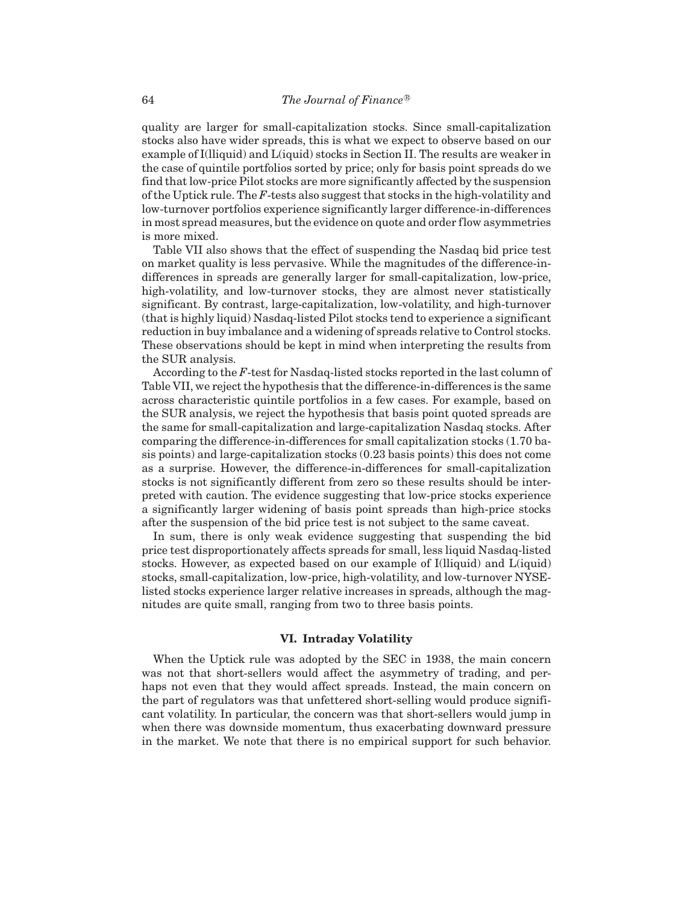quality are larger for small-capitalization stocks. Since small-capitalization stocks also have wider spreads, this is what we expect to observe based on our example of I(lliquid) and L(iquid) stocks in Section II. The results are weaker in the case of quintile portfolios sorted by price; only for basis point spreads do we find that low-price Pilot stocks are more significantly affected by the suspension of the Uptick rule. The *F*-tests also suggest that stocks in the high-volatility and low-turnover portfolios experience significantly larger difference-in-differences in most spread measures, but the evidence on quote and order flow asymmetries is more mixed.

Table VII also shows that the effect of suspending the Nasdaq bid price test on market quality is less pervasive. While the magnitudes of the difference-in-differences in spreads are generally larger for small-capitalization, low-price, high-volatility, and low-turnover stocks, they are almost never statistically significant. By contrast, large-capitalization, low-volatility, and high-turnover (that is highly liquid) Nasdaq-listed Pilot stocks tend to experience a significant reduction in buy imbalance and a widening of spreads relative to Control stocks. These observations should be kept in mind when interpreting the results from the SUR analysis.

According to the *F*-test for Nasdaq-listed stocks reported in the last column of Table VII, we reject the hypothesis that the difference-in-differences is the same across characteristic quintile portfolios in a few cases. For example, based on the SUR analysis, we reject the hypothesis that basis point quoted spreads are the same for small-capitalization and large-capitalization Nasdaq stocks. After comparing the difference-in-differences for small capitalization stocks (1.70 basis points) and large-capitalization stocks (0.23 basis points) this does not come as a surprise. However, the difference-in-differences for small-capitalization stocks is not significantly different from zero so these results should be interpreted with caution. The evidence suggesting that low-price stocks experience a significantly larger widening of basis point spreads than high-price stocks after the suspension of the bid price test is not subject to the same caveat.

In sum, there is only weak evidence suggesting that suspending the bid price test disproportionately affects spreads for small, less liquid Nasdaq-listed stocks. However, as expected based on our example of I(lliquid) and L(iquid) stocks, small-capitalization, low-price, high-volatility, and low-turnover NYSE-listed stocks experience larger relative increases in spreads, although the magnitudes are quite small, ranging from two to three basis points.

## VI. Intraday Volatility

When the Uptick rule was adopted by the SEC in 1938, the main concern was not that short-sellers would affect the asymmetry of trading, and perhaps not even that they would affect spreads. Instead, the main concern on the part of regulators was that unfettered short-selling would produce significant volatility. In particular, the concern was that short-sellers would jump in when there was downside momentum, thus exacerbating downward pressure in the market. We note that there is no empirical support for such behavior.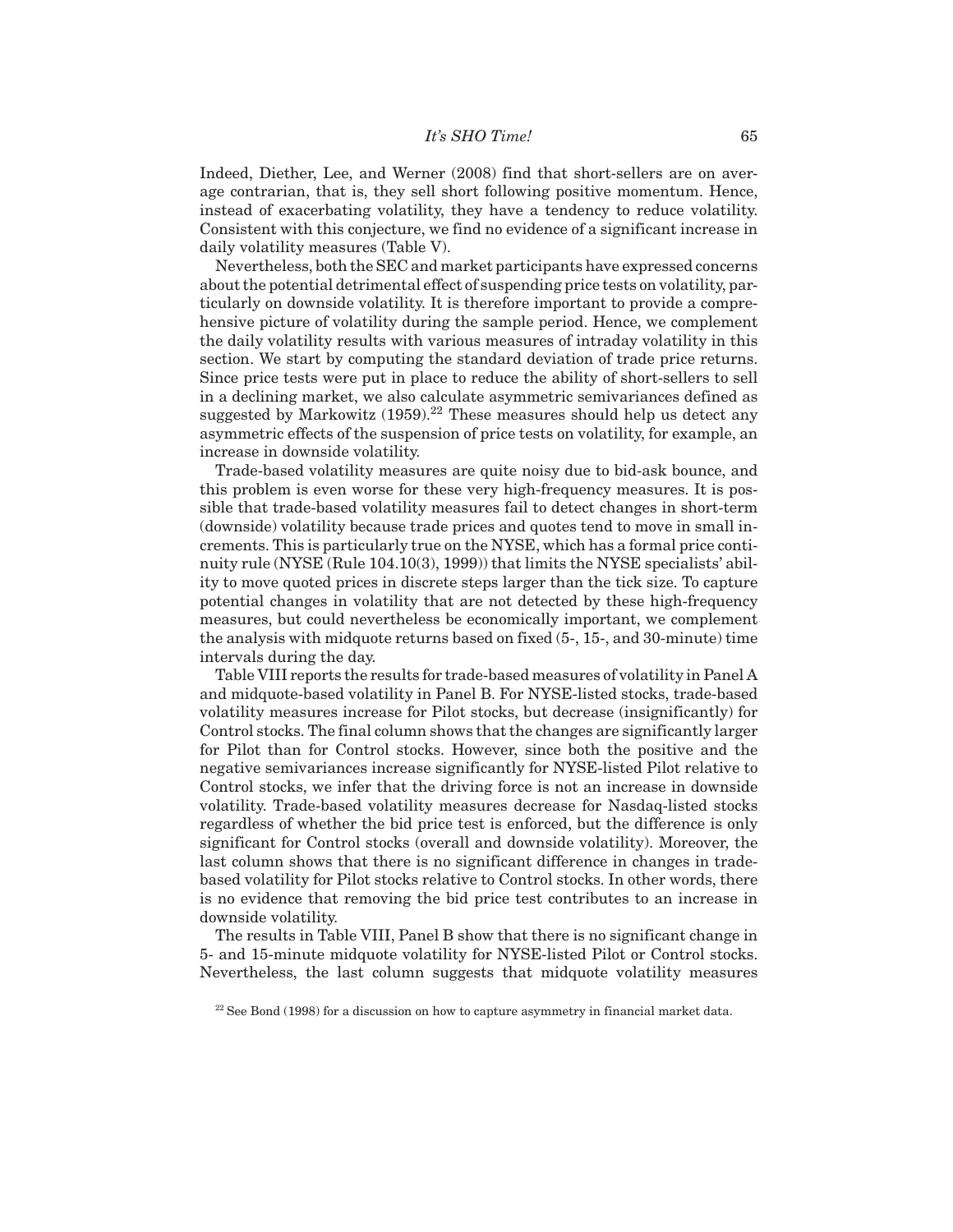Indeed, Diether, Lee, and Werner (2008) find that short-sellers are on average contrarian, that is, they sell short following positive momentum. Hence, instead of exacerbating volatility, they have a tendency to reduce volatility. Consistent with this conjecture, we find no evidence of a significant increase in daily volatility measures (Table V).

Nevertheless, both the SEC and market participants have expressed concerns about the potential detrimental effect of suspending price tests on volatility, particularly on downside volatility. It is therefore important to provide a comprehensive picture of volatility during the sample period. Hence, we complement the daily volatility results with various measures of intraday volatility in this section. We start by computing the standard deviation of trade price returns. Since price tests were put in place to reduce the ability of short-sellers to sell in a declining market, we also calculate asymmetric semivariances defined as suggested by Markowitz (1959).[22] These measures should help us detect any asymmetric effects of the suspension of price tests on volatility, for example, an increase in downside volatility.

Trade-based volatility measures are quite noisy due to bid-ask bounce, and this problem is even worse for these very high-frequency measures. It is possible that trade-based volatility measures fail to detect changes in short-term (downside) volatility because trade prices and quotes tend to move in small increments. This is particularly true on the NYSE, which has a formal price continuity rule (NYSE (Rule 104.10(3), 1999)) that limits the NYSE specialists' ability to move quoted prices in discrete steps larger than the tick size. To capture potential changes in volatility that are not detected by these high-frequency measures, but could nevertheless be economically important, we complement the analysis with midquote returns based on fixed (5-, 15-, and 30-minute) time intervals during the day.

Table VIII reports the results for trade-based measures of volatility in Panel A and midquote-based volatility in Panel B. For NYSE-listed stocks, trade-based volatility measures increase for Pilot stocks, but decrease (insignificantly) for Control stocks. The final column shows that the changes are significantly larger for Pilot than for Control stocks. However, since both the positive and the negative semivariances increase significantly for NYSE-listed Pilot relative to Control stocks, we infer that the driving force is not an increase in downside volatility. Trade-based volatility measures decrease for Nasdaq-listed stocks regardless of whether the bid price test is enforced, but the difference is only significant for Control stocks (overall and downside volatility). Moreover, the last column shows that there is no significant difference in changes in trade-based volatility for Pilot stocks relative to Control stocks. In other words, there is no evidence that removing the bid price test contributes to an increase in downside volatility.

The results in Table VIII, Panel B show that there is no significant change in 5- and 15-minute midquote volatility for NYSE-listed Pilot or Control stocks. Nevertheless, the last column suggests that midquote volatility measures

[22] See Bond (1998) for a discussion on how to capture asymmetry in financial market data.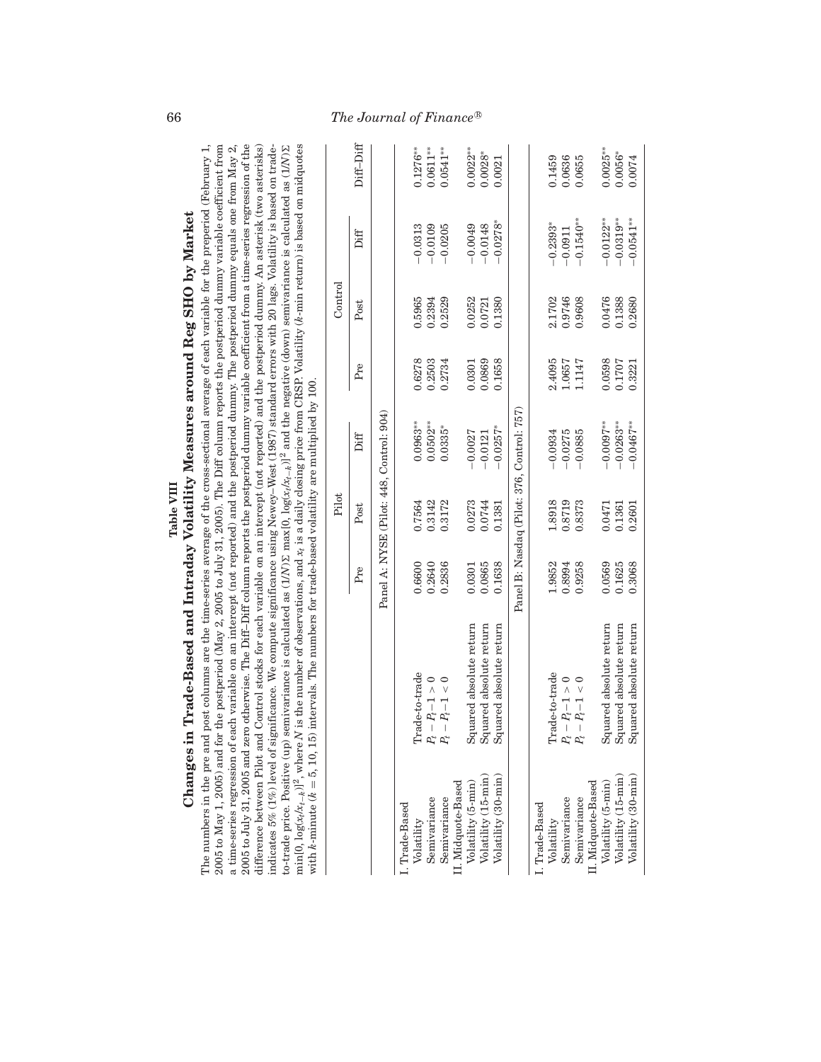**Table VIII**

**Changes in Trade-Based and Intraday Volatility Measures around Reg SHO by Market**

The numbers in the pre and post columns are the time-series average of the cross-sectional average of each variable for the preperiod (February 1, 2005 to May 1, 2005) and for the postperiod (May 2, 2005 to July 31, 2005). The Diff column reports the postperiod dummy variable coefficient from a time-series regression of each variable on an intercept (not reported) and the postperiod dummy. The postperiod dummy equals one from May 2, 2005 to July 31, 2005 and zero otherwise. The Diff–Diff column reports the postperiod dummy variable coefficient from a time-series regression of the difference between Pilot and Control stocks for each variable on an intercept (not reported) and the postperiod dummy. An asterisk (two asterisks) indicates 5% (1%) level of significance. We compute significance using Newey–West (1987) standard errors with 20 lags. Volatility is based on trade-to-trade price. Positive (up) semivariance is calculated as $(1/N)\Sigma \max[0, \log(x_t/x_{t-k})]^2$ and the negative (down) semivariance is calculated as $(1/N)\Sigma \min[0, \log(x_t/x_{t-k})]^2$, where $N$ is the number of observations, and $x_t$ is a daily closing price from CRSP. Volatility ($k$-min return) is based on midquotes with $k$-minute ($k$ = 5, 10, 15) intervals. The numbers for trade-based volatility are multiplied by 100.

| | | Pilot | | | Control | | | |
|---|---|---|---|---|---|---|---|---|
| | | Pre | Post | Diff | Pre | Post | Diff | Diff–Diff |
| **Panel A: NYSE (Pilot: 448, Control: 904)** | | | | | | | | |
| I. Trade-Based | | | | | | | | |
| Volatility | Trade-to-trade | 0.6600 | 0.7564 | 0.0963** | 0.6278 | 0.5965 | −0.0313 | 0.1276** |
| Semivariance | $P_t - P_t - 1 > 0$ | 0.2640 | 0.3142 | 0.0502** | 0.2503 | 0.2394 | −0.0109 | 0.0611** |
| Semivariance | $P_t - P_t - 1 < 0$ | 0.2836 | 0.3172 | 0.0335* | 0.2734 | 0.2529 | −0.0205 | 0.0541** |
| II. Midquote-Based | | | | | | | | |
| Volatility (5-min) | Squared absolute return | 0.0301 | 0.0273 | −0.0027 | 0.0301 | 0.0252 | −0.0049 | 0.0022** |
| Volatility (15-min) | Squared absolute return | 0.0865 | 0.0744 | −0.0121 | 0.0869 | 0.0721 | −0.0148 | 0.0028* |
| Volatility (30-min) | Squared absolute return | 0.1638 | 0.1381 | −0.0257* | 0.1658 | 0.1380 | −0.0278* | 0.0021 |
| **Panel B: Nasdaq (Pilot: 376, Control: 757)** | | | | | | | | |
| I. Trade-Based | | | | | | | | |
| Volatility | Trade-to-trade | 1.9852 | 1.8918 | −0.0934 | 2.4095 | 2.1702 | −0.2393* | 0.1459 |
| Semivariance | $P_t - P_t - 1 > 0$ | 0.8994 | 0.8719 | −0.0275 | 1.0657 | 0.9746 | −0.0911 | 0.0636 |
| Semivariance | $P_t - P_t - 1 < 0$ | 0.9258 | 0.8373 | −0.0885 | 1.1147 | 0.9608 | −0.1540** | 0.0655 |
| II. Midquote-Based | | | | | | | | |
| Volatility (5-min) | Squared absolute return | 0.0569 | 0.0471 | −0.0097** | 0.0598 | 0.0476 | −0.0122** | 0.0025** |
| Volatility (15-min) | Squared absolute return | 0.1625 | 0.1361 | −0.0263** | 0.1707 | 0.1388 | −0.0319** | 0.0056* |
| Volatility (30-min) | Squared absolute return | 0.3068 | 0.2601 | −0.0467** | 0.3221 | 0.2680 | −0.0541** | 0.0074 |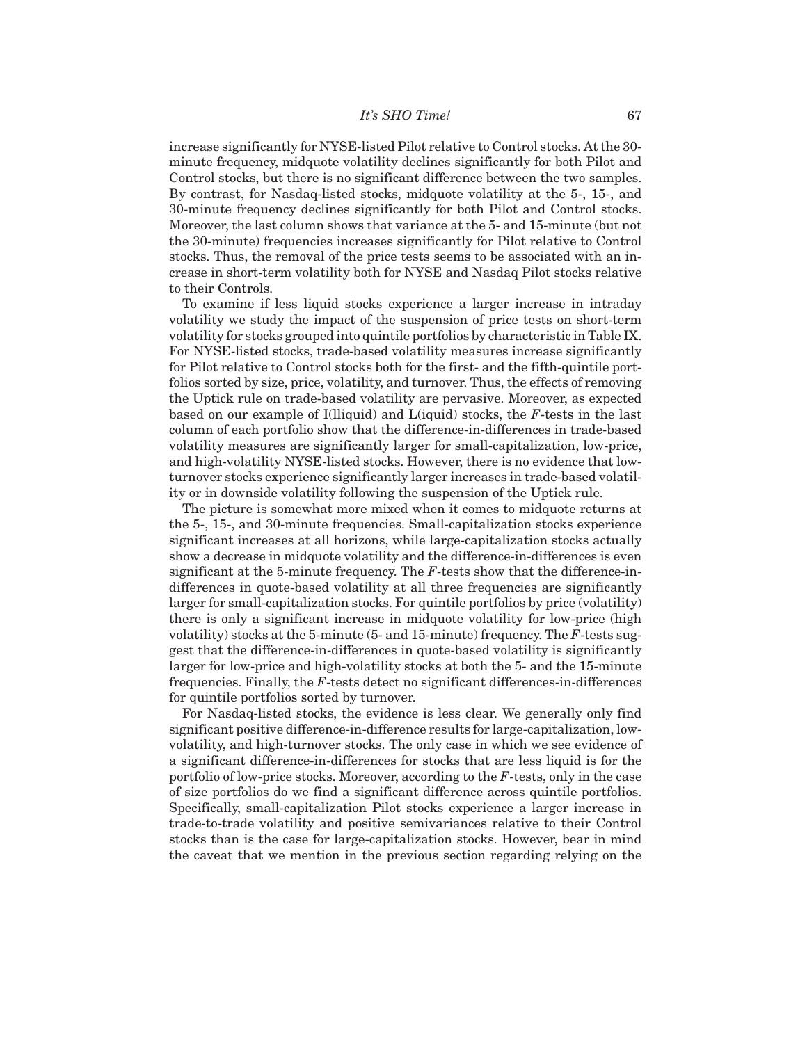increase significantly for NYSE-listed Pilot relative to Control stocks. At the 30-minute frequency, midquote volatility declines significantly for both Pilot and Control stocks, but there is no significant difference between the two samples. By contrast, for Nasdaq-listed stocks, midquote volatility at the 5-, 15-, and 30-minute frequency declines significantly for both Pilot and Control stocks. Moreover, the last column shows that variance at the 5- and 15-minute (but not the 30-minute) frequencies increases significantly for Pilot relative to Control stocks. Thus, the removal of the price tests seems to be associated with an increase in short-term volatility both for NYSE and Nasdaq Pilot stocks relative to their Controls.

To examine if less liquid stocks experience a larger increase in intraday volatility we study the impact of the suspension of price tests on short-term volatility for stocks grouped into quintile portfolios by characteristic in Table IX. For NYSE-listed stocks, trade-based volatility measures increase significantly for Pilot relative to Control stocks both for the first- and the fifth-quintile portfolios sorted by size, price, volatility, and turnover. Thus, the effects of removing the Uptick rule on trade-based volatility are pervasive. Moreover, as expected based on our example of I(lliquid) and L(iquid) stocks, the *F*-tests in the last column of each portfolio show that the difference-in-differences in trade-based volatility measures are significantly larger for small-capitalization, low-price, and high-volatility NYSE-listed stocks. However, there is no evidence that low-turnover stocks experience significantly larger increases in trade-based volatility or in downside volatility following the suspension of the Uptick rule.

The picture is somewhat more mixed when it comes to midquote returns at the 5-, 15-, and 30-minute frequencies. Small-capitalization stocks experience significant increases at all horizons, while large-capitalization stocks actually show a decrease in midquote volatility and the difference-in-differences is even significant at the 5-minute frequency. The *F*-tests show that the difference-in-differences in quote-based volatility at all three frequencies are significantly larger for small-capitalization stocks. For quintile portfolios by price (volatility) there is only a significant increase in midquote volatility for low-price (high volatility) stocks at the 5-minute (5- and 15-minute) frequency. The *F*-tests suggest that the difference-in-differences in quote-based volatility is significantly larger for low-price and high-volatility stocks at both the 5- and the 15-minute frequencies. Finally, the *F*-tests detect no significant differences-in-differences for quintile portfolios sorted by turnover.

For Nasdaq-listed stocks, the evidence is less clear. We generally only find significant positive difference-in-difference results for large-capitalization, low-volatility, and high-turnover stocks. The only case in which we see evidence of a significant difference-in-differences for stocks that are less liquid is for the portfolio of low-price stocks. Moreover, according to the *F*-tests, only in the case of size portfolios do we find a significant difference across quintile portfolios. Specifically, small-capitalization Pilot stocks experience a larger increase in trade-to-trade volatility and positive semivariances relative to their Control stocks than is the case for large-capitalization stocks. However, bear in mind the caveat that we mention in the previous section regarding relying on the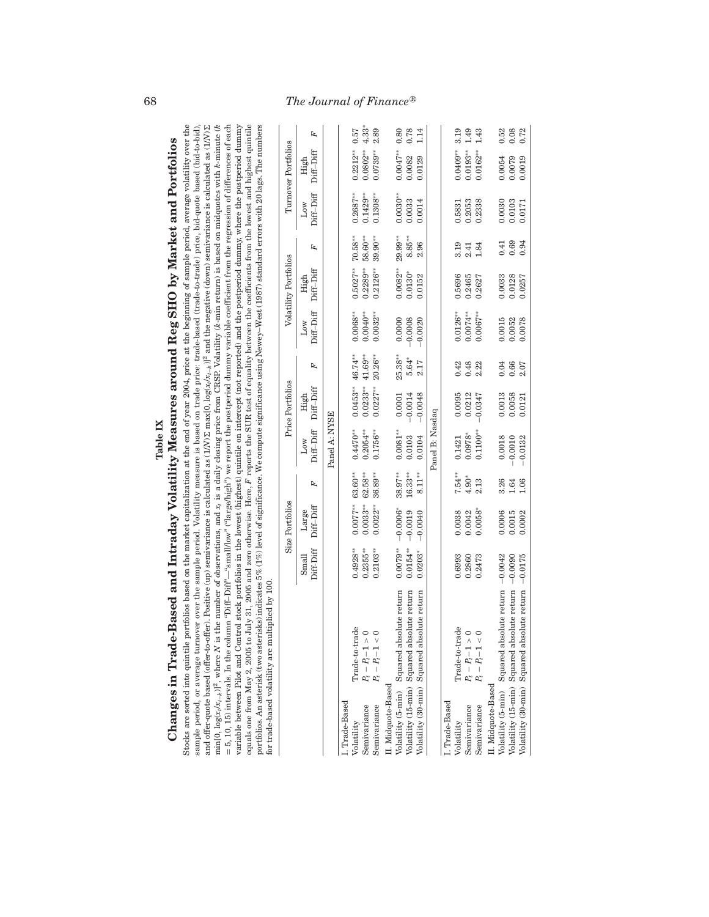**Table IX**

**Changes in Trade-Based and Intraday Volatility Measures around Reg SHO by Market and Portfolios**

Stocks are sorted into quintile portfolios based on the market capitalization at the end of year 2004, price at the beginning of sample period, average volatility over the sample period, or average turnover over the sample period. Volatility measure is based on trade price: trade-based (trade-to-trade) price, bid-quote based (bid-to-bid), and offer-quote based (offer-to-offer). Positive (up) semivariance is calculated as $(1/N)\Sigma \max(0, \log(x_t/x_{t-k}))^2$ and the negative (down) semivariance is calculated as $(1/N)\Sigma \min(0, \log(x_t/x_{t-k}))^2$, where $N$ is the number of observations, and $x_t$ is a daily closing price from CRSP. Volatility ($k$-min return) is based on midquotes with $k$-minute ($k$ = 5, 10, 15) intervals. In the column "Diff–Diff"—"small/low" ("large/high") we report the postperiod dummy variable coefficient from the regression of differences of each variable between Pilot and Control stock portfolios in the lowest (highest) quintile on intercept (not reported) and the postperiod dummy, where the postperiod dummy equals one from May 2, 2005 to July 31, 2005 and zero otherwise. Here, $F$ reports the SUR test of equality between the coefficients from the lowest and highest quintile portfolios. An asterisk (two asterisks) indicates 5% (1%) level of significance. We compute significance using Newey–West (1987) standard errors with 20 lags. The numbers for trade-based volatility are multiplied by 100.

| | | Size Portfolios | | | Price Portfolios | | | Volatility Portfolios | | | Turnover Portfolios | | |
|---|---|---|---|---|---|---|---|---|---|---|---|---|---|
| | | Small Diff–Diff | Large Diff–Diff | $F$ | Low Diff–Diff | High Diff–Diff | $F$ | Low Diff–Diff | High Diff–Diff | $F$ | Low Diff–Diff | High Diff–Diff | $F$ |
| **Panel A: NYSE** | | | | | | | | | | | | | |
| I. Trade-Based | | | | | | | | | | | | | |
| Volatility | Trade-to-trade | 0.4928** | 0.0077** | 63.60** | 0.4470** | 0.0453** | 46.74** | 0.0068** | 0.5027** | 70.58** | 0.2687** | 0.2212** | 0.57 |
| Semivariance | $P_t - P_t - 1 > 0$ | 0.2355** | 0.0033** | 62.58** | 0.2054** | 0.0233** | 41.69** | 0.0040** | 0.2289** | 58.60** | 0.1429** | 0.0802** | 4.33* |
| Semivariance | $P_t - P_t - 1 < 0$ | 0.2103** | 0.0022** | 36.89** | 0.1756** | 0.0227** | 20.26** | 0.0032** | 0.2126** | 39.90** | 0.1308** | 0.0739** | 2.89 |
| II. Midquote-Based | | | | | | | | | | | | | |
| Volatility (5-min) | Squared absolute return | 0.0079** | −0.0006* | 38.97** | 0.0081** | 0.0001 | 25.38** | 0.0000 | 0.0082** | 29.99** | 0.0030** | 0.0047** | 0.80 |
| Volatility (15-min) | Squared absolute return | 0.0154** | −0.0019 | 16.33** | 0.0103 | −0.0014 | 5.64* | −0.0008 | 0.0130* | 8.85** | 0.0033 | 0.0082 | 0.78 |
| Volatility (30-min) | Squared absolute return | 0.0203* | −0.0040 | 8.11** | 0.0104 | −0.0048 | 2.17 | −0.0020 | 0.0152 | 2.96 | 0.0014 | 0.0129 | 1.14 |
| **Panel B: Nasdaq** | | | | | | | | | | | | | |
| I. Trade-Based | | | | | | | | | | | | | |
| Volatility | Trade-to-trade | 0.6993 | 0.0038 | 7.54** | 0.1421 | 0.0095 | 0.42 | 0.0126** | 0.5696 | 3.19 | 0.5831 | 0.0409** | 3.19 |
| Semivariance | $P_t - P_t - 1 > 0$ | 0.2860 | 0.0042 | 4.90* | 0.0978* | 0.0212 | 0.48 | 0.0074** | 0.2465 | 2.41 | 0.2053 | 0.0193** | 1.49 |
| Semivariance | $P_t - P_t - 1 < 0$ | 0.2473 | 0.0058* | 2.13 | 0.1100** | −0.0347 | 2.22 | 0.0067** | 0.2627 | 1.84 | 0.2338 | 0.0162** | 1.43 |
| II. Midquote-Based | | | | | | | | | | | | | |
| Volatility (5-min) | Squared absolute return | −0.0042 | 0.0006 | 3.26 | 0.0018 | 0.0013 | 0.04 | 0.0015 | 0.0033 | 0.41 | 0.0030 | 0.0054 | 0.52 |
| Volatility (15-min) | Squared absolute return | −0.0090 | 0.0015 | 1.64 | −0.0010 | 0.0058 | 0.66 | 0.0052 | 0.0128 | 0.69 | 0.0103 | 0.0079 | 0.08 |
| Volatility (30-min) | Squared absolute return | −0.0175 | 0.0002 | 1.06 | −0.0132 | 0.0121 | 2.07 | 0.0078 | 0.0257 | 0.94 | 0.0171 | 0.0019 | 0.72 |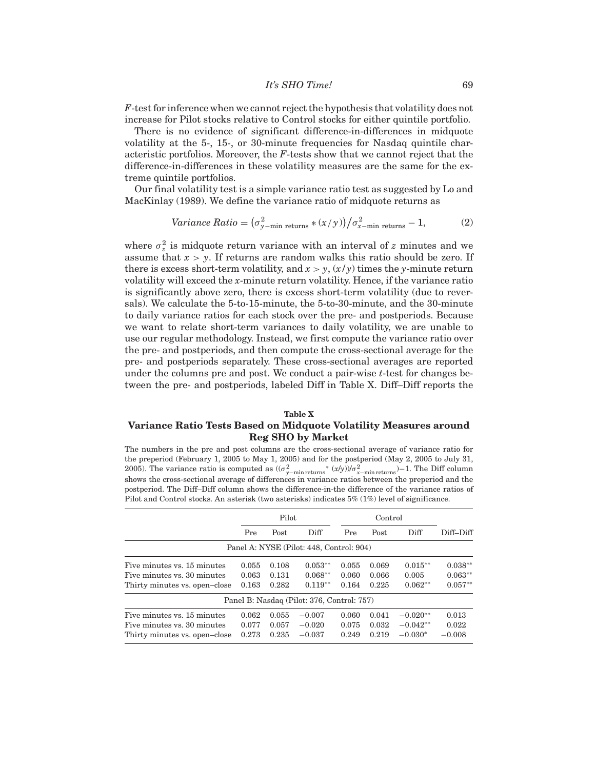*F*-test for inference when we cannot reject the hypothesis that volatility does not increase for Pilot stocks relative to Control stocks for either quintile portfolio.

There is no evidence of significant difference-in-differences in midquote volatility at the 5-, 15-, or 30-minute frequencies for Nasdaq quintile characteristic portfolios. Moreover, the *F*-tests show that we cannot reject that the difference-in-differences in these volatility measures are the same for the extreme quintile portfolios.

Our final volatility test is a simple variance ratio test as suggested by Lo and MacKinlay (1989). We define the variance ratio of midquote returns as

$$Variance\ Ratio = \left(\sigma^2_{y-\text{min returns}} * (x/y)\right) / \sigma^2_{x-\text{min returns}} - 1, \tag{2}$$

where $\sigma^2_z$ is midquote return variance with an interval of $z$ minutes and we assume that $x > y$. If returns are random walks this ratio should be zero. If there is excess short-term volatility, and $x > y$, $(x/y)$ times the $y$-minute return volatility will exceed the $x$-minute return volatility. Hence, if the variance ratio is significantly above zero, there is excess short-term volatility (due to reversals). We calculate the 5-to-15-minute, the 5-to-30-minute, and the 30-minute to daily variance ratios for each stock over the pre- and postperiods. Because we want to relate short-term variances to daily volatility, we are unable to use our regular methodology. Instead, we first compute the variance ratio over the pre- and postperiods, and then compute the cross-sectional average for the pre- and postperiods separately. These cross-sectional averages are reported under the columns pre and post. We conduct a pair-wise *t*-test for changes between the pre- and postperiods, labeled Diff in Table X. Diff–Diff reports the

**Table X**

**Variance Ratio Tests Based on Midquote Volatility Measures around Reg SHO by Market**

The numbers in the pre and post columns are the cross-sectional average of variance ratio for the preperiod (February 1, 2005 to May 1, 2005) and for the postperiod (May 2, 2005 to July 31, 2005). The variance ratio is computed as $((\sigma^2_{y-\text{min returns}} * (x/y))/\sigma^2_{x-\text{min returns}}) - 1$. The Diff column shows the cross-sectional average of differences in variance ratios between the preperiod and the postperiod. The Diff–Diff column shows the difference-in-the difference of the variance ratios of Pilot and Control stocks. An asterisk (two asterisks) indicates 5% (1%) level of significance.

| | Pilot | | | Control | | | |
|---|---|---|---|---|---|---|---|
| | Pre | Post | Diff | Pre | Post | Diff | Diff–Diff |
| Panel A: NYSE (Pilot: 448, Control: 904) | | | | | | | |
| Five minutes vs. 15 minutes | 0.055 | 0.108 | 0.053** | 0.055 | 0.069 | 0.015** | 0.038** |
| Five minutes vs. 30 minutes | 0.063 | 0.131 | 0.068** | 0.060 | 0.066 | 0.005 | 0.063** |
| Thirty minutes vs. open–close | 0.163 | 0.282 | 0.119** | 0.164 | 0.225 | 0.062** | 0.057** |
| Panel B: Nasdaq (Pilot: 376, Control: 757) | | | | | | | |
| Five minutes vs. 15 minutes | 0.062 | 0.055 | −0.007 | 0.060 | 0.041 | −0.020** | 0.013 |
| Five minutes vs. 30 minutes | 0.077 | 0.057 | −0.020 | 0.075 | 0.032 | −0.042** | 0.022 |
| Thirty minutes vs. open–close | 0.273 | 0.235 | −0.037 | 0.249 | 0.219 | −0.030* | −0.008 |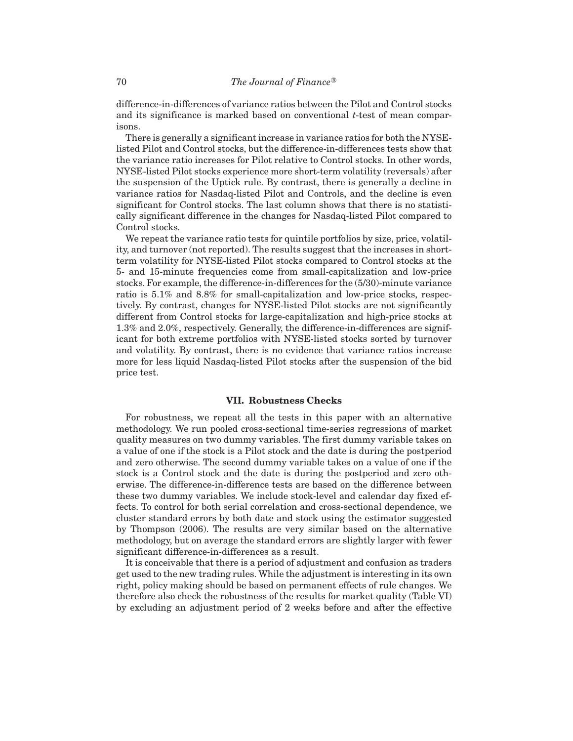difference-in-differences of variance ratios between the Pilot and Control stocks and its significance is marked based on conventional $t$-test of mean comparisons.

There is generally a significant increase in variance ratios for both the NYSE-listed Pilot and Control stocks, but the difference-in-differences tests show that the variance ratio increases for Pilot relative to Control stocks. In other words, NYSE-listed Pilot stocks experience more short-term volatility (reversals) after the suspension of the Uptick rule. By contrast, there is generally a decline in variance ratios for Nasdaq-listed Pilot and Controls, and the decline is even significant for Control stocks. The last column shows that there is no statistically significant difference in the changes for Nasdaq-listed Pilot compared to Control stocks.

We repeat the variance ratio tests for quintile portfolios by size, price, volatility, and turnover (not reported). The results suggest that the increases in short-term volatility for NYSE-listed Pilot stocks compared to Control stocks at the 5- and 15-minute frequencies come from small-capitalization and low-price stocks. For example, the difference-in-differences for the (5/30)-minute variance ratio is 5.1% and 8.8% for small-capitalization and low-price stocks, respectively. By contrast, changes for NYSE-listed Pilot stocks are not significantly different from Control stocks for large-capitalization and high-price stocks at 1.3% and 2.0%, respectively. Generally, the difference-in-differences are significant for both extreme portfolios with NYSE-listed stocks sorted by turnover and volatility. By contrast, there is no evidence that variance ratios increase more for less liquid Nasdaq-listed Pilot stocks after the suspension of the bid price test.

## VII. Robustness Checks

For robustness, we repeat all the tests in this paper with an alternative methodology. We run pooled cross-sectional time-series regressions of market quality measures on two dummy variables. The first dummy variable takes on a value of one if the stock is a Pilot stock and the date is during the postperiod and zero otherwise. The second dummy variable takes on a value of one if the stock is a Control stock and the date is during the postperiod and zero otherwise. The difference-in-difference tests are based on the difference between these two dummy variables. We include stock-level and calendar day fixed effects. To control for both serial correlation and cross-sectional dependence, we cluster standard errors by both date and stock using the estimator suggested by Thompson (2006). The results are very similar based on the alternative methodology, but on average the standard errors are slightly larger with fewer significant difference-in-differences as a result.

It is conceivable that there is a period of adjustment and confusion as traders get used to the new trading rules. While the adjustment is interesting in its own right, policy making should be based on permanent effects of rule changes. We therefore also check the robustness of the results for market quality (Table VI) by excluding an adjustment period of 2 weeks before and after the effective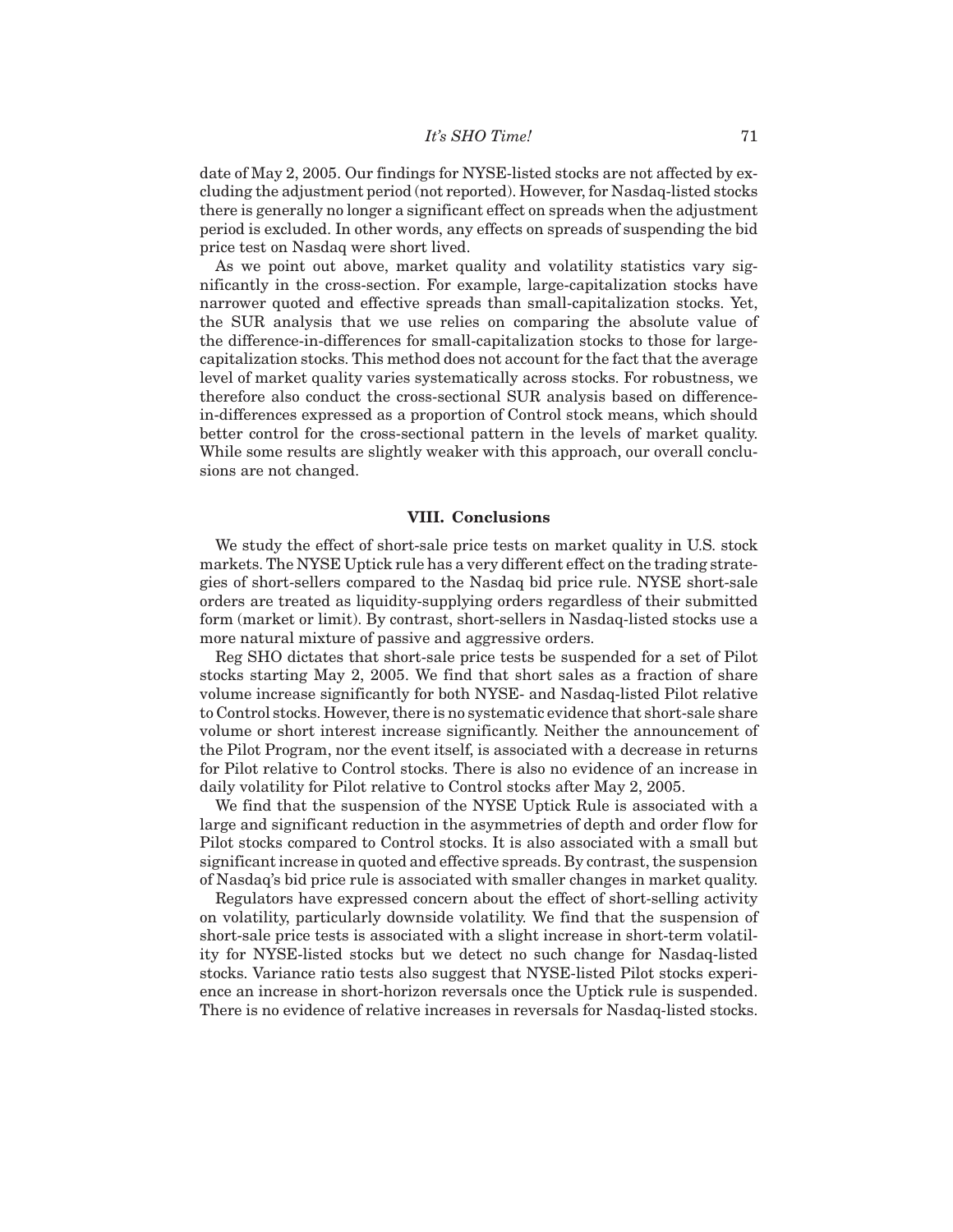date of May 2, 2005. Our findings for NYSE-listed stocks are not affected by excluding the adjustment period (not reported). However, for Nasdaq-listed stocks there is generally no longer a significant effect on spreads when the adjustment period is excluded. In other words, any effects on spreads of suspending the bid price test on Nasdaq were short lived.

As we point out above, market quality and volatility statistics vary significantly in the cross-section. For example, large-capitalization stocks have narrower quoted and effective spreads than small-capitalization stocks. Yet, the SUR analysis that we use relies on comparing the absolute value of the difference-in-differences for small-capitalization stocks to those for large-capitalization stocks. This method does not account for the fact that the average level of market quality varies systematically across stocks. For robustness, we therefore also conduct the cross-sectional SUR analysis based on difference-in-differences expressed as a proportion of Control stock means, which should better control for the cross-sectional pattern in the levels of market quality. While some results are slightly weaker with this approach, our overall conclusions are not changed.

## VIII. Conclusions

We study the effect of short-sale price tests on market quality in U.S. stock markets. The NYSE Uptick rule has a very different effect on the trading strategies of short-sellers compared to the Nasdaq bid price rule. NYSE short-sale orders are treated as liquidity-supplying orders regardless of their submitted form (market or limit). By contrast, short-sellers in Nasdaq-listed stocks use a more natural mixture of passive and aggressive orders.

Reg SHO dictates that short-sale price tests be suspended for a set of Pilot stocks starting May 2, 2005. We find that short sales as a fraction of share volume increase significantly for both NYSE- and Nasdaq-listed Pilot relative to Control stocks. However, there is no systematic evidence that short-sale share volume or short interest increase significantly. Neither the announcement of the Pilot Program, nor the event itself, is associated with a decrease in returns for Pilot relative to Control stocks. There is also no evidence of an increase in daily volatility for Pilot relative to Control stocks after May 2, 2005.

We find that the suspension of the NYSE Uptick Rule is associated with a large and significant reduction in the asymmetries of depth and order flow for Pilot stocks compared to Control stocks. It is also associated with a small but significant increase in quoted and effective spreads. By contrast, the suspension of Nasdaq's bid price rule is associated with smaller changes in market quality.

Regulators have expressed concern about the effect of short-selling activity on volatility, particularly downside volatility. We find that the suspension of short-sale price tests is associated with a slight increase in short-term volatility for NYSE-listed stocks but we detect no such change for Nasdaq-listed stocks. Variance ratio tests also suggest that NYSE-listed Pilot stocks experience an increase in short-horizon reversals once the Uptick rule is suspended. There is no evidence of relative increases in reversals for Nasdaq-listed stocks.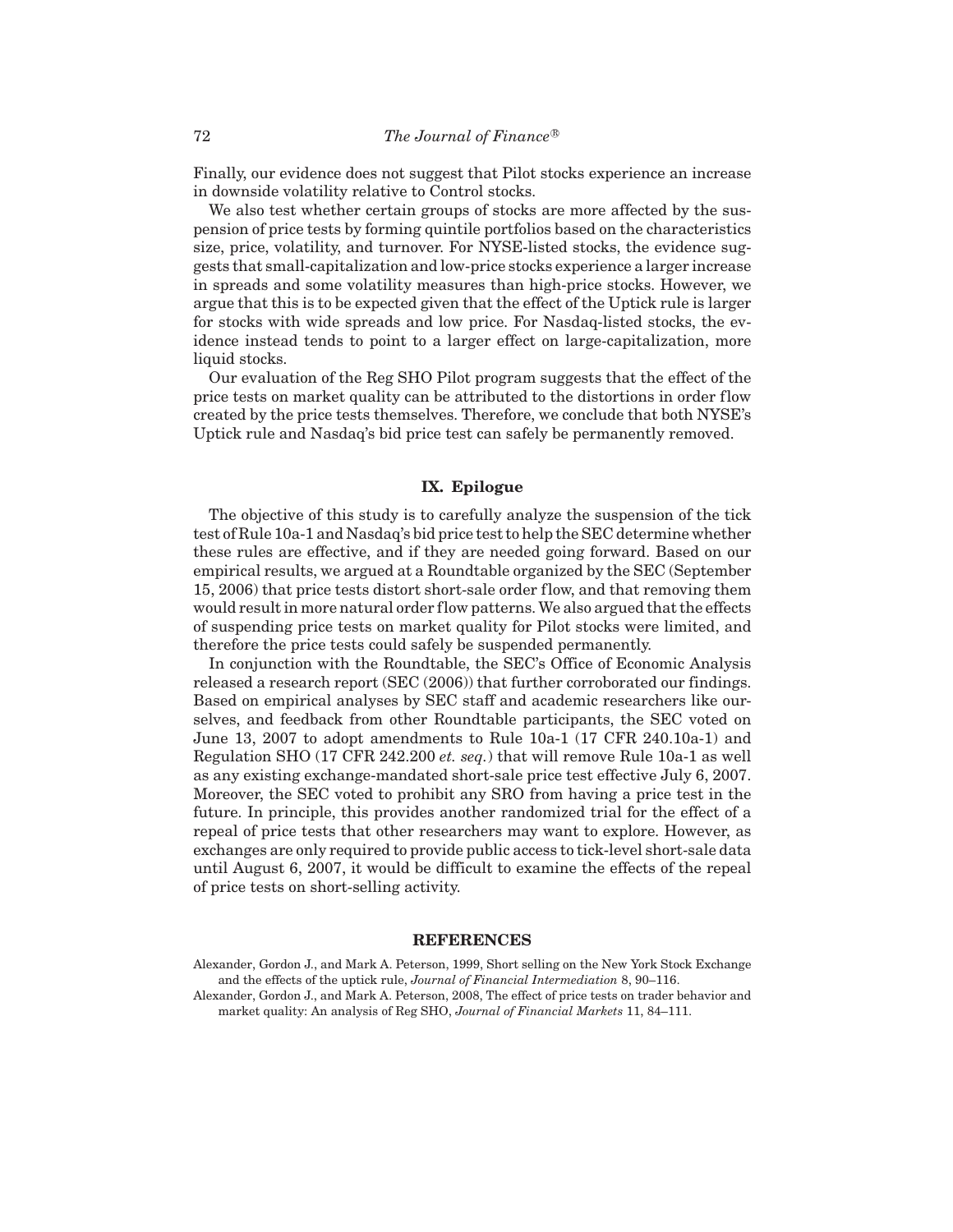Finally, our evidence does not suggest that Pilot stocks experience an increase in downside volatility relative to Control stocks.

We also test whether certain groups of stocks are more affected by the suspension of price tests by forming quintile portfolios based on the characteristics size, price, volatility, and turnover. For NYSE-listed stocks, the evidence suggests that small-capitalization and low-price stocks experience a larger increase in spreads and some volatility measures than high-price stocks. However, we argue that this is to be expected given that the effect of the Uptick rule is larger for stocks with wide spreads and low price. For Nasdaq-listed stocks, the evidence instead tends to point to a larger effect on large-capitalization, more liquid stocks.

Our evaluation of the Reg SHO Pilot program suggests that the effect of the price tests on market quality can be attributed to the distortions in order flow created by the price tests themselves. Therefore, we conclude that both NYSE's Uptick rule and Nasdaq's bid price test can safely be permanently removed.

## IX. Epilogue

The objective of this study is to carefully analyze the suspension of the tick test of Rule 10a-1 and Nasdaq's bid price test to help the SEC determine whether these rules are effective, and if they are needed going forward. Based on our empirical results, we argued at a Roundtable organized by the SEC (September 15, 2006) that price tests distort short-sale order flow, and that removing them would result in more natural order flow patterns. We also argued that the effects of suspending price tests on market quality for Pilot stocks were limited, and therefore the price tests could safely be suspended permanently.

In conjunction with the Roundtable, the SEC's Office of Economic Analysis released a research report (SEC (2006)) that further corroborated our findings. Based on empirical analyses by SEC staff and academic researchers like ourselves, and feedback from other Roundtable participants, the SEC voted on June 13, 2007 to adopt amendments to Rule 10a-1 (17 CFR 240.10a-1) and Regulation SHO (17 CFR 242.200 *et. seq.*) that will remove Rule 10a-1 as well as any existing exchange-mandated short-sale price test effective July 6, 2007. Moreover, the SEC voted to prohibit any SRO from having a price test in the future. In principle, this provides another randomized trial for the effect of a repeal of price tests that other researchers may want to explore. However, as exchanges are only required to provide public access to tick-level short-sale data until August 6, 2007, it would be difficult to examine the effects of the repeal of price tests on short-selling activity.

## REFERENCES

Alexander, Gordon J., and Mark A. Peterson, 1999, Short selling on the New York Stock Exchange and the effects of the uptick rule, *Journal of Financial Intermediation* 8, 90–116.

Alexander, Gordon J., and Mark A. Peterson, 2008, The effect of price tests on trader behavior and market quality: An analysis of Reg SHO, *Journal of Financial Markets* 11, 84–111.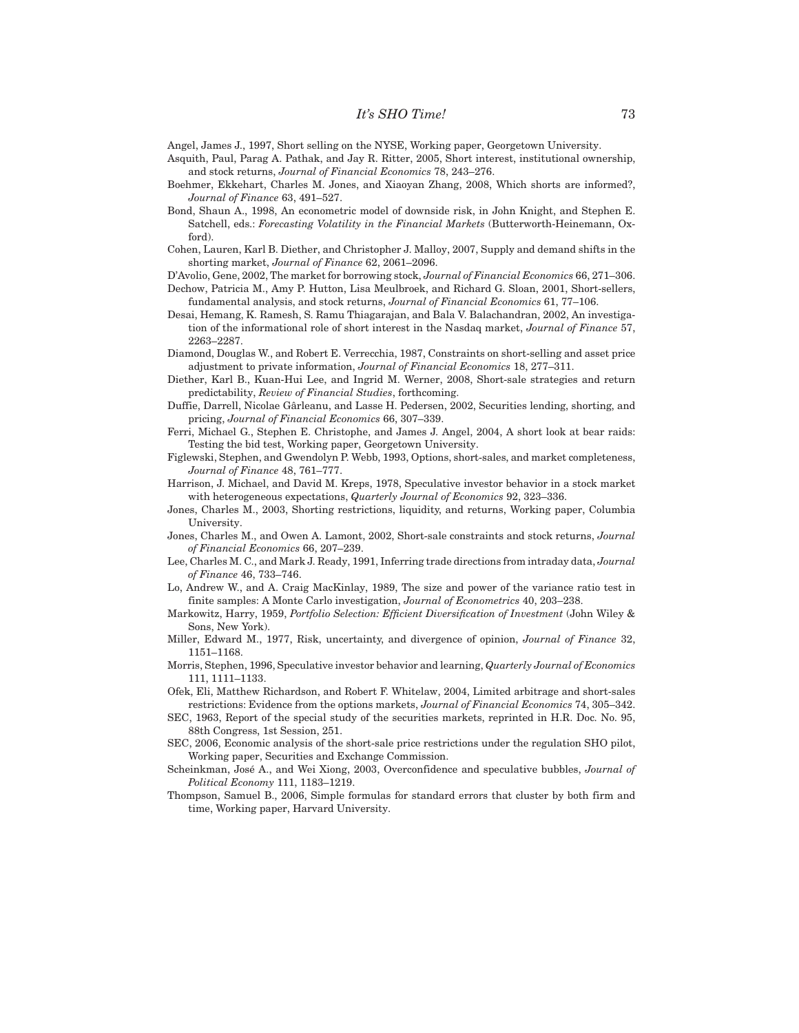Angel, James J., 1997, Short selling on the NYSE, Working paper, Georgetown University.

Asquith, Paul, Parag A. Pathak, and Jay R. Ritter, 2005, Short interest, institutional ownership, and stock returns, *Journal of Financial Economics* 78, 243–276.

Boehmer, Ekkehart, Charles M. Jones, and Xiaoyan Zhang, 2008, Which shorts are informed?, *Journal of Finance* 63, 491–527.

Bond, Shaun A., 1998, An econometric model of downside risk, in John Knight, and Stephen E. Satchell, eds.: *Forecasting Volatility in the Financial Markets* (Butterworth-Heinemann, Oxford).

Cohen, Lauren, Karl B. Diether, and Christopher J. Malloy, 2007, Supply and demand shifts in the shorting market, *Journal of Finance* 62, 2061–2096.

D'Avolio, Gene, 2002, The market for borrowing stock, *Journal of Financial Economics* 66, 271–306.

Dechow, Patricia M., Amy P. Hutton, Lisa Meulbroek, and Richard G. Sloan, 2001, Short-sellers, fundamental analysis, and stock returns, *Journal of Financial Economics* 61, 77–106.

Desai, Hemang, K. Ramesh, S. Ramu Thiagarajan, and Bala V. Balachandran, 2002, An investigation of the informational role of short interest in the Nasdaq market, *Journal of Finance* 57, 2263–2287.

Diamond, Douglas W., and Robert E. Verrecchia, 1987, Constraints on short-selling and asset price adjustment to private information, *Journal of Financial Economics* 18, 277–311.

Diether, Karl B., Kuan-Hui Lee, and Ingrid M. Werner, 2008, Short-sale strategies and return predictability, *Review of Financial Studies*, forthcoming.

Duffie, Darrell, Nicolae Gârleanu, and Lasse H. Pedersen, 2002, Securities lending, shorting, and pricing, *Journal of Financial Economics* 66, 307–339.

Ferri, Michael G., Stephen E. Christophe, and James J. Angel, 2004, A short look at bear raids: Testing the bid test, Working paper, Georgetown University.

Figlewski, Stephen, and Gwendolyn P. Webb, 1993, Options, short-sales, and market completeness, *Journal of Finance* 48, 761–777.

Harrison, J. Michael, and David M. Kreps, 1978, Speculative investor behavior in a stock market with heterogeneous expectations, *Quarterly Journal of Economics* 92, 323–336.

Jones, Charles M., 2003, Shorting restrictions, liquidity, and returns, Working paper, Columbia University.

Jones, Charles M., and Owen A. Lamont, 2002, Short-sale constraints and stock returns, *Journal of Financial Economics* 66, 207–239.

Lee, Charles M. C., and Mark J. Ready, 1991, Inferring trade directions from intraday data, *Journal of Finance* 46, 733–746.

Lo, Andrew W., and A. Craig MacKinlay, 1989, The size and power of the variance ratio test in finite samples: A Monte Carlo investigation, *Journal of Econometrics* 40, 203–238.

Markowitz, Harry, 1959, *Portfolio Selection: Efficient Diversification of Investment* (John Wiley & Sons, New York).

Miller, Edward M., 1977, Risk, uncertainty, and divergence of opinion, *Journal of Finance* 32, 1151–1168.

Morris, Stephen, 1996, Speculative investor behavior and learning, *Quarterly Journal of Economics* 111, 1111–1133.

Ofek, Eli, Matthew Richardson, and Robert F. Whitelaw, 2004, Limited arbitrage and short-sales restrictions: Evidence from the options markets, *Journal of Financial Economics* 74, 305–342.

SEC, 1963, Report of the special study of the securities markets, reprinted in H.R. Doc. No. 95, 88th Congress, 1st Session, 251.

SEC, 2006, Economic analysis of the short-sale price restrictions under the regulation SHO pilot, Working paper, Securities and Exchange Commission.

Scheinkman, José A., and Wei Xiong, 2003, Overconfidence and speculative bubbles, *Journal of Political Economy* 111, 1183–1219.

Thompson, Samuel B., 2006, Simple formulas for standard errors that cluster by both firm and time, Working paper, Harvard University.